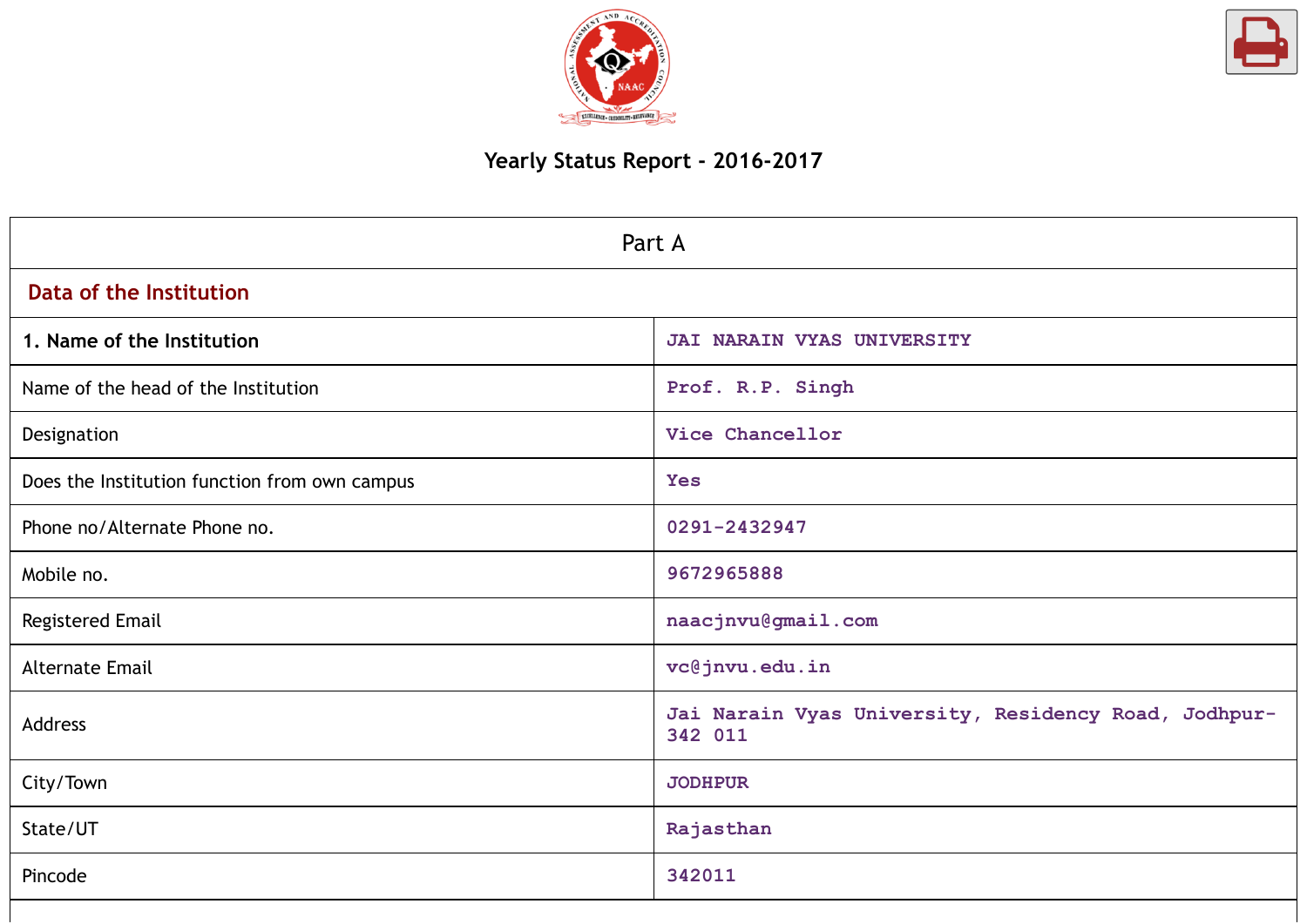# Yearly Status Report - 2016-2017

| Part A | |
|---|---|
| **Data of the Institution** | |
| **1. Name of the Institution** | JAI NARAIN VYAS UNIVERSITY |
| Name of the head of the Institution | Prof. R.P. Singh |
| Designation | Vice Chancellor |
| Does the Institution function from own campus | Yes |
| Phone no/Alternate Phone no. | 0291-2432947 |
| Mobile no. | 9672965888 |
| Registered Email | naacjnvu@gmail.com |
| Alternate Email | vc@jnvu.edu.in |
| Address | Jai Narain Vyas University, Residency Road, Jodhpur-342 011 |
| City/Town | JODHPUR |
| State/UT | Rajasthan |
| Pincode | 342011 |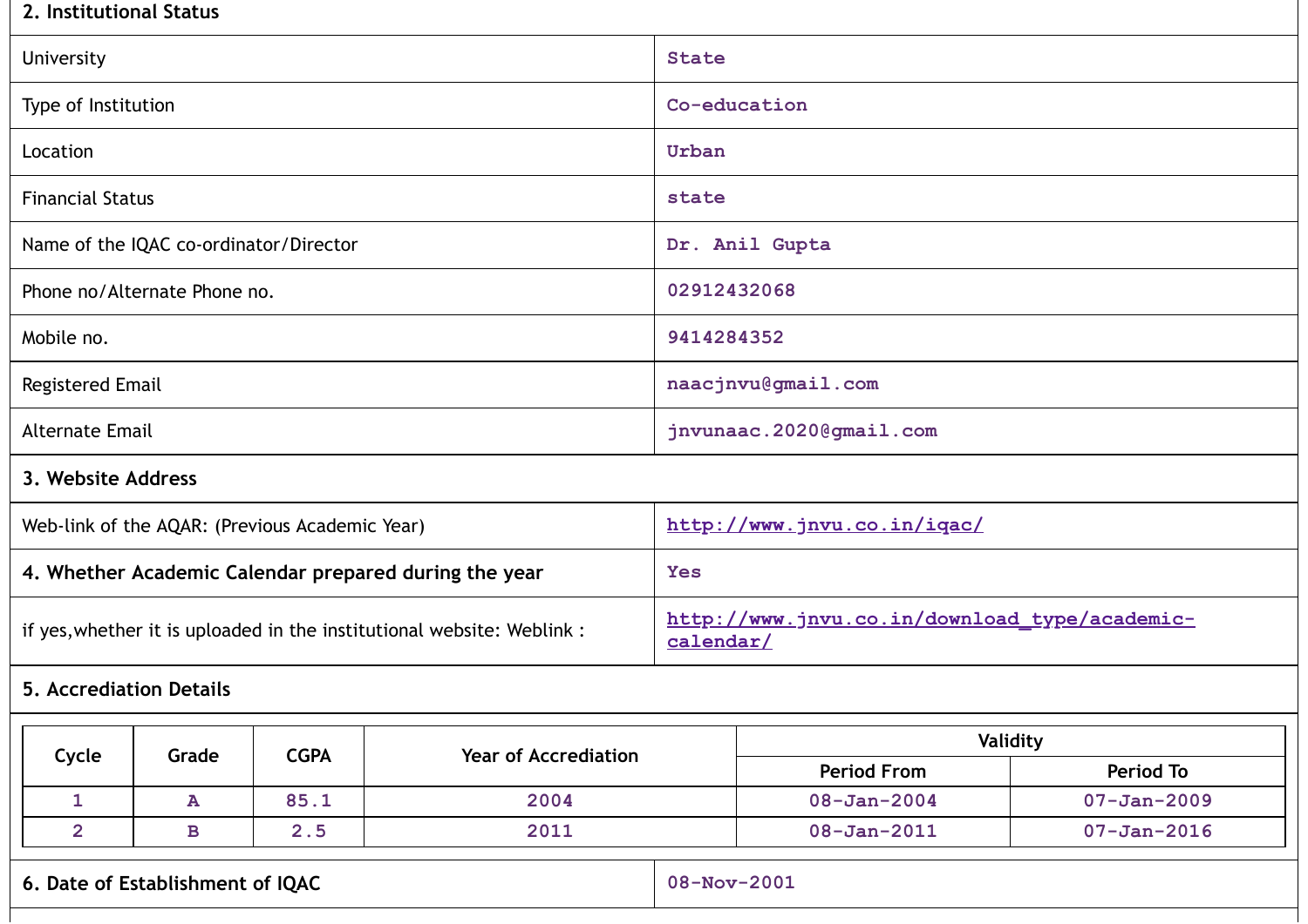## 2. Institutional Status

| | |
|---|---|
| University | State |
| Type of Institution | Co-education |
| Location | Urban |
| Financial Status | state |
| Name of the IQAC co-ordinator/Director | Dr. Anil Gupta |
| Phone no/Alternate Phone no. | 02912432068 |
| Mobile no. | 9414284352 |
| Registered Email | naacjnvu@gmail.com |
| Alternate Email | jnvunaac.2020@gmail.com |

## 3. Website Address

| | |
|---|---|
| Web-link of the AQAR: (Previous Academic Year) | http://www.jnvu.co.in/iqac/ |

## 4. Whether Academic Calendar prepared during the year

| | |
|---|---|
| **4. Whether Academic Calendar prepared during the year** | Yes |
| if yes,whether it is uploaded in the institutional website: Weblink : | http://www.jnvu.co.in/download_type/academic-calendar/ |

## 5. Accrediation Details

| Cycle | Grade | CGPA | Year of Accrediation | Validity | |
|---|---|---|---|---|---|
| | | | | Period From | Period To |
| 1 | A | 85.1 | 2004 | 08-Jan-2004 | 07-Jan-2009 |
| 2 | B | 2.5 | 2011 | 08-Jan-2011 | 07-Jan-2016 |

## 6. Date of Establishment of IQAC

| | |
|---|---|
| **6. Date of Establishment of IQAC** | 08-Nov-2001 |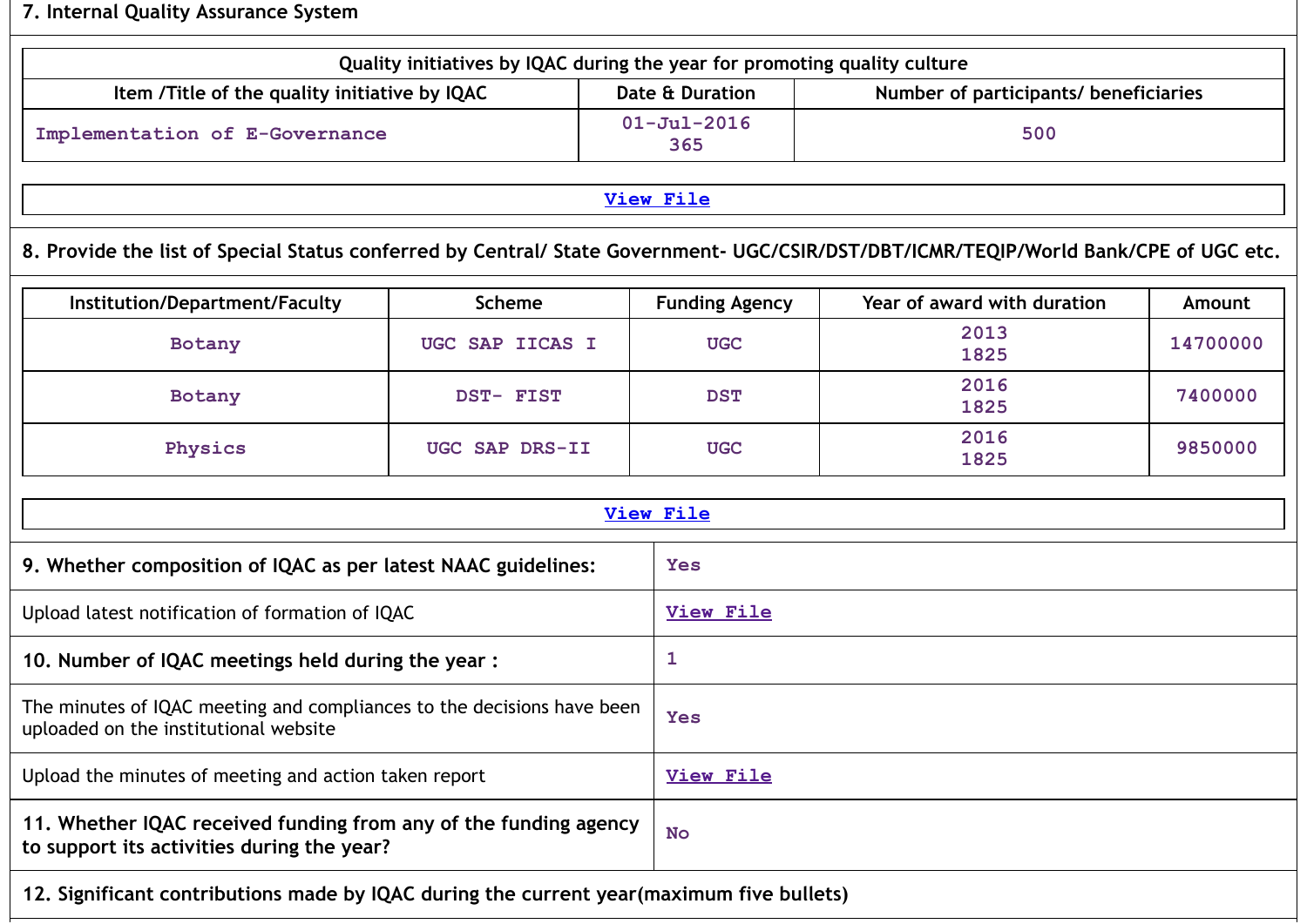## 7. Internal Quality Assurance System

| Quality initiatives by IQAC during the year for promoting quality culture | | |
|---|---|---|
| **Item /Title of the quality initiative by IQAC** | **Date & Duration** | **Number of participants/ beneficiaries** |
| Implementation of E-Governance | 01-Jul-2016<br>365 | 500 |

View File

## 8. Provide the list of Special Status conferred by Central/ State Government- UGC/CSIR/DST/DBT/ICMR/TEQIP/World Bank/CPE of UGC etc.

| Institution/Department/Faculty | Scheme | Funding Agency | Year of award with duration | Amount |
|---|---|---|---|---|
| Botany | UGC SAP IICAS I | UGC | 2013<br>1825 | 14700000 |
| Botany | DST- FIST | DST | 2016<br>1825 | 7400000 |
| Physics | UGC SAP DRS-II | UGC | 2016<br>1825 | 9850000 |

View File

| | |
|---|---|
| **9. Whether composition of IQAC as per latest NAAC guidelines:** | Yes |
| Upload latest notification of formation of IQAC | View File |
| **10. Number of IQAC meetings held during the year :** | 1 |
| The minutes of IQAC meeting and compliances to the decisions have been uploaded on the institutional website | Yes |
| Upload the minutes of meeting and action taken report | View File |
| **11. Whether IQAC received funding from any of the funding agency to support its activities during the year?** | No |

## 12. Significant contributions made by IQAC during the current year(maximum five bullets)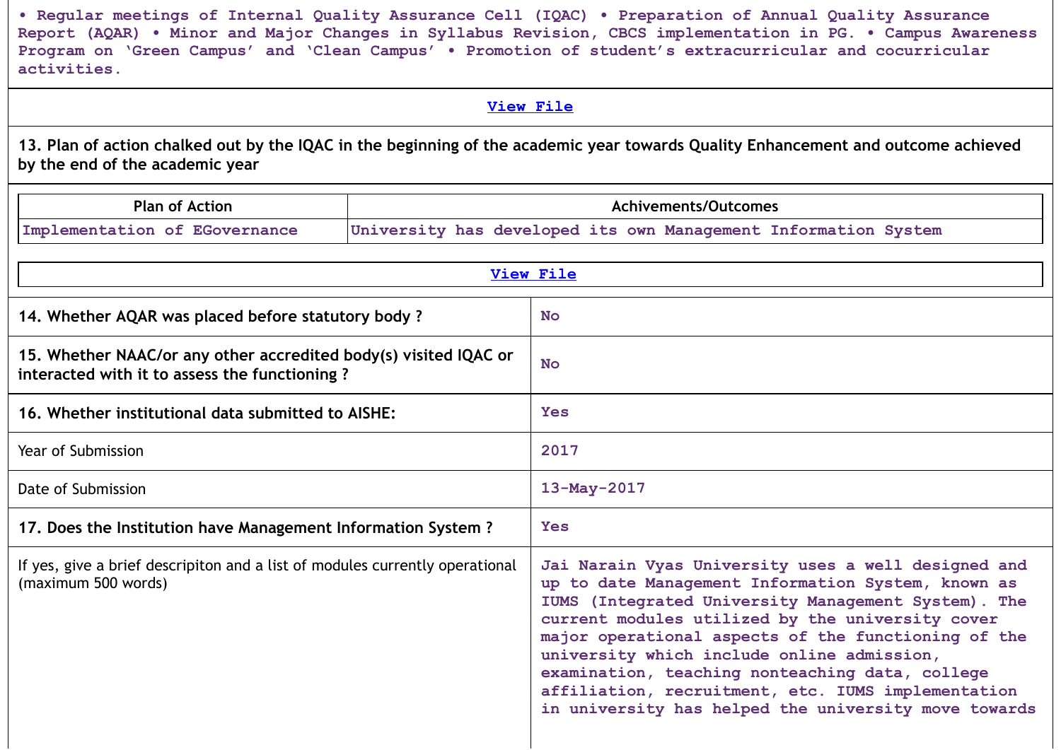• Regular meetings of Internal Quality Assurance Cell (IQAC) • Preparation of Annual Quality Assurance Report (AQAR) • Minor and Major Changes in Syllabus Revision, CBCS implementation in PG. • Campus Awareness Program on 'Green Campus' and 'Clean Campus' • Promotion of student's extracurricular and cocurricular activities.

View File

**13. Plan of action chalked out by the IQAC in the beginning of the academic year towards Quality Enhancement and outcome achieved by the end of the academic year**

| Plan of Action | Achivements/Outcomes |
|---|---|
| Implementation of EGovernance | University has developed its own Management Information System |

View File

| | |
|---|---|
| **14. Whether AQAR was placed before statutory body ?** | No |
| **15. Whether NAAC/or any other accredited body(s) visited IQAC or interacted with it to assess the functioning ?** | No |
| **16. Whether institutional data submitted to AISHE:** | Yes |
| Year of Submission | 2017 |
| Date of Submission | 13-May-2017 |
| **17. Does the Institution have Management Information System ?** | Yes |
| If yes, give a brief descripiton and a list of modules currently operational (maximum 500 words) | Jai Narain Vyas University uses a well designed and up to date Management Information System, known as IUMS (Integrated University Management System). The current modules utilized by the university cover major operational aspects of the functioning of the university which include online admission, examination, teaching nonteaching data, college affiliation, recruitment, etc. IUMS implementation in university has helped the university move towards |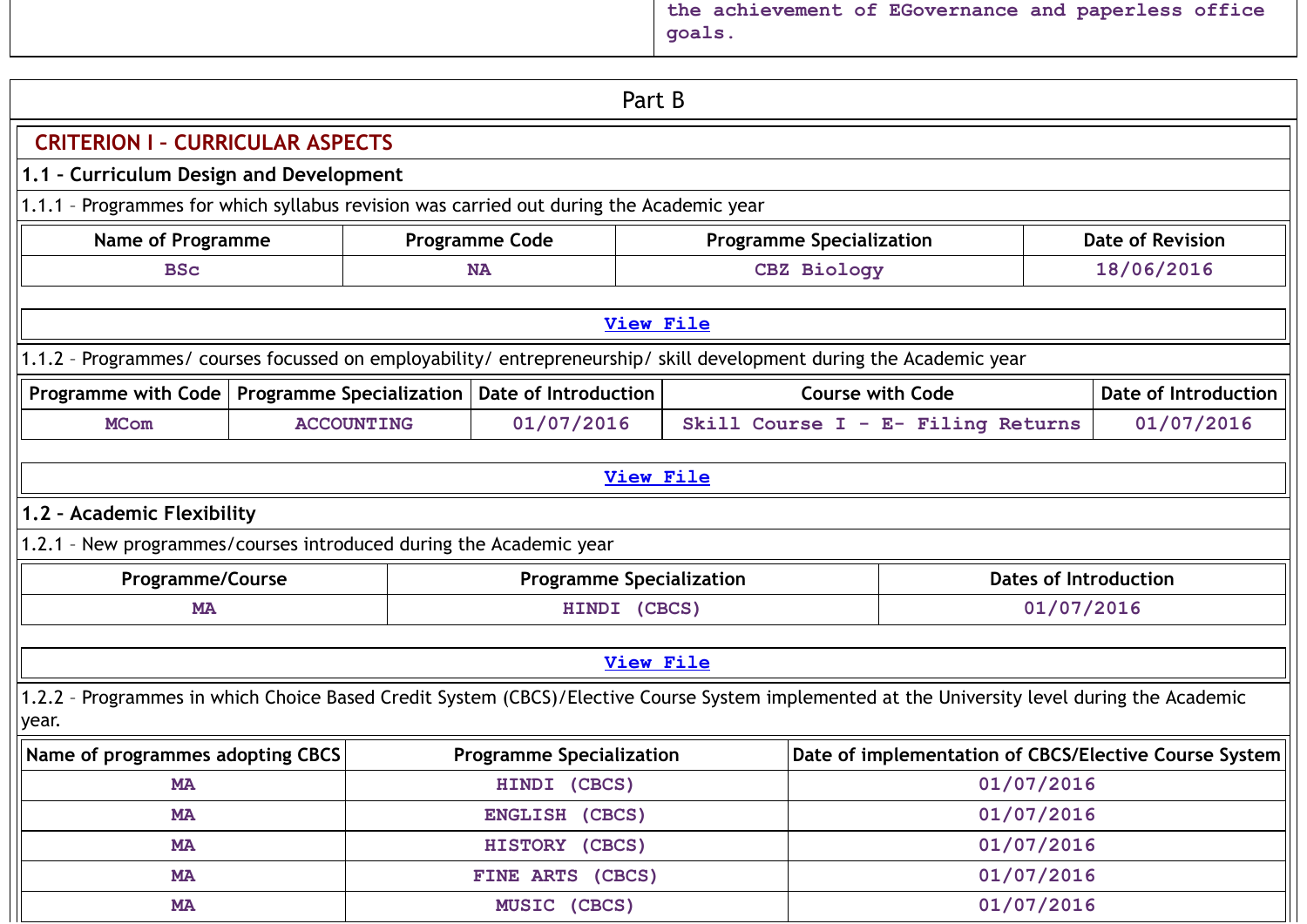the achievement of EGovernance and paperless office goals.

## Part B

### CRITERION I – CURRICULAR ASPECTS

#### 1.1 – Curriculum Design and Development

1.1.1 – Programmes for which syllabus revision was carried out during the Academic year

| Name of Programme | Programme Code | Programme Specialization | Date of Revision |
|---|---|---|---|
| BSc | NA | CBZ Biology | 18/06/2016 |

View File

1.1.2 – Programmes/ courses focussed on employability/ entrepreneurship/ skill development during the Academic year

| Programme with Code | Programme Specialization | Date of Introduction | Course with Code | Date of Introduction |
|---|---|---|---|---|
| MCom | ACCOUNTING | 01/07/2016 | Skill Course I - E- Filing Returns | 01/07/2016 |

View File

#### 1.2 – Academic Flexibility

1.2.1 – New programmes/courses introduced during the Academic year

| Programme/Course | Programme Specialization | Dates of Introduction |
|---|---|---|
| MA | HINDI (CBCS) | 01/07/2016 |

View File

1.2.2 – Programmes in which Choice Based Credit System (CBCS)/Elective Course System implemented at the University level during the Academic year.

| Name of programmes adopting CBCS | Programme Specialization | Date of implementation of CBCS/Elective Course System |
|---|---|---|
| MA | HINDI (CBCS) | 01/07/2016 |
| MA | ENGLISH (CBCS) | 01/07/2016 |
| MA | HISTORY (CBCS) | 01/07/2016 |
| MA | FINE ARTS (CBCS) | 01/07/2016 |
| MA | MUSIC (CBCS) | 01/07/2016 |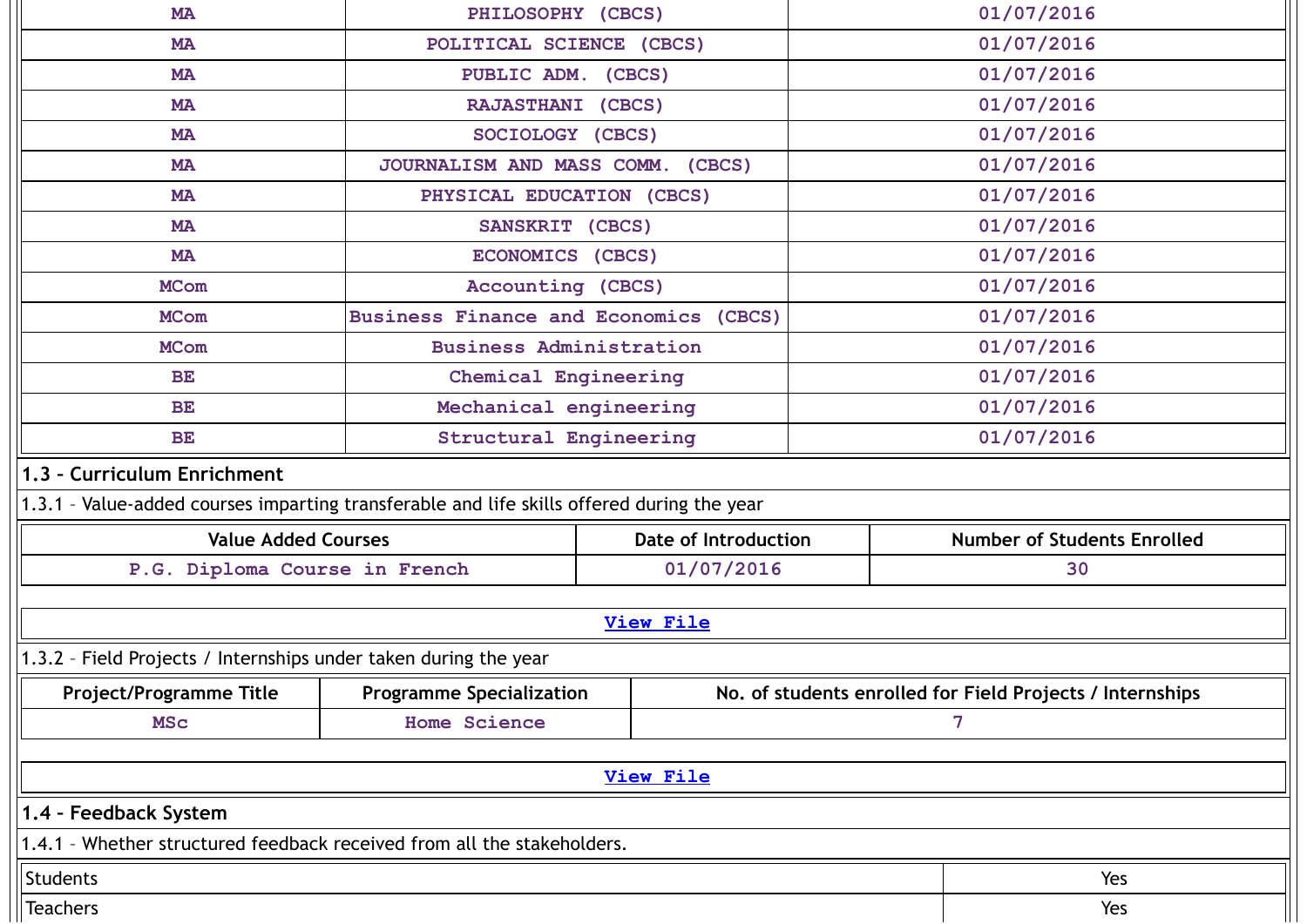| | | |
|---|---|---|
| MA | PHILOSOPHY (CBCS) | 01/07/2016 |
| MA | POLITICAL SCIENCE (CBCS) | 01/07/2016 |
| MA | PUBLIC ADM. (CBCS) | 01/07/2016 |
| MA | RAJASTHANI (CBCS) | 01/07/2016 |
| MA | SOCIOLOGY (CBCS) | 01/07/2016 |
| MA | JOURNALISM AND MASS COMM. (CBCS) | 01/07/2016 |
| MA | PHYSICAL EDUCATION (CBCS) | 01/07/2016 |
| MA | SANSKRIT (CBCS) | 01/07/2016 |
| MA | ECONOMICS (CBCS) | 01/07/2016 |
| MCom | Accounting (CBCS) | 01/07/2016 |
| MCom | Business Finance and Economics (CBCS) | 01/07/2016 |
| MCom | Business Administration | 01/07/2016 |
| BE | Chemical Engineering | 01/07/2016 |
| BE | Mechanical engineering | 01/07/2016 |
| BE | Structural Engineering | 01/07/2016 |

## 1.3 – Curriculum Enrichment

1.3.1 – Value-added courses imparting transferable and life skills offered during the year

| Value Added Courses | Date of Introduction | Number of Students Enrolled |
|---|---|---|
| P.G. Diploma Course in French | 01/07/2016 | 30 |

View File

1.3.2 – Field Projects / Internships under taken during the year

| Project/Programme Title | Programme Specialization | No. of students enrolled for Field Projects / Internships |
|---|---|---|
| MSc | Home Science | 7 |

View File

## 1.4 – Feedback System

1.4.1 – Whether structured feedback received from all the stakeholders.

| | |
|---|---|
| Students | Yes |
| Teachers | Yes |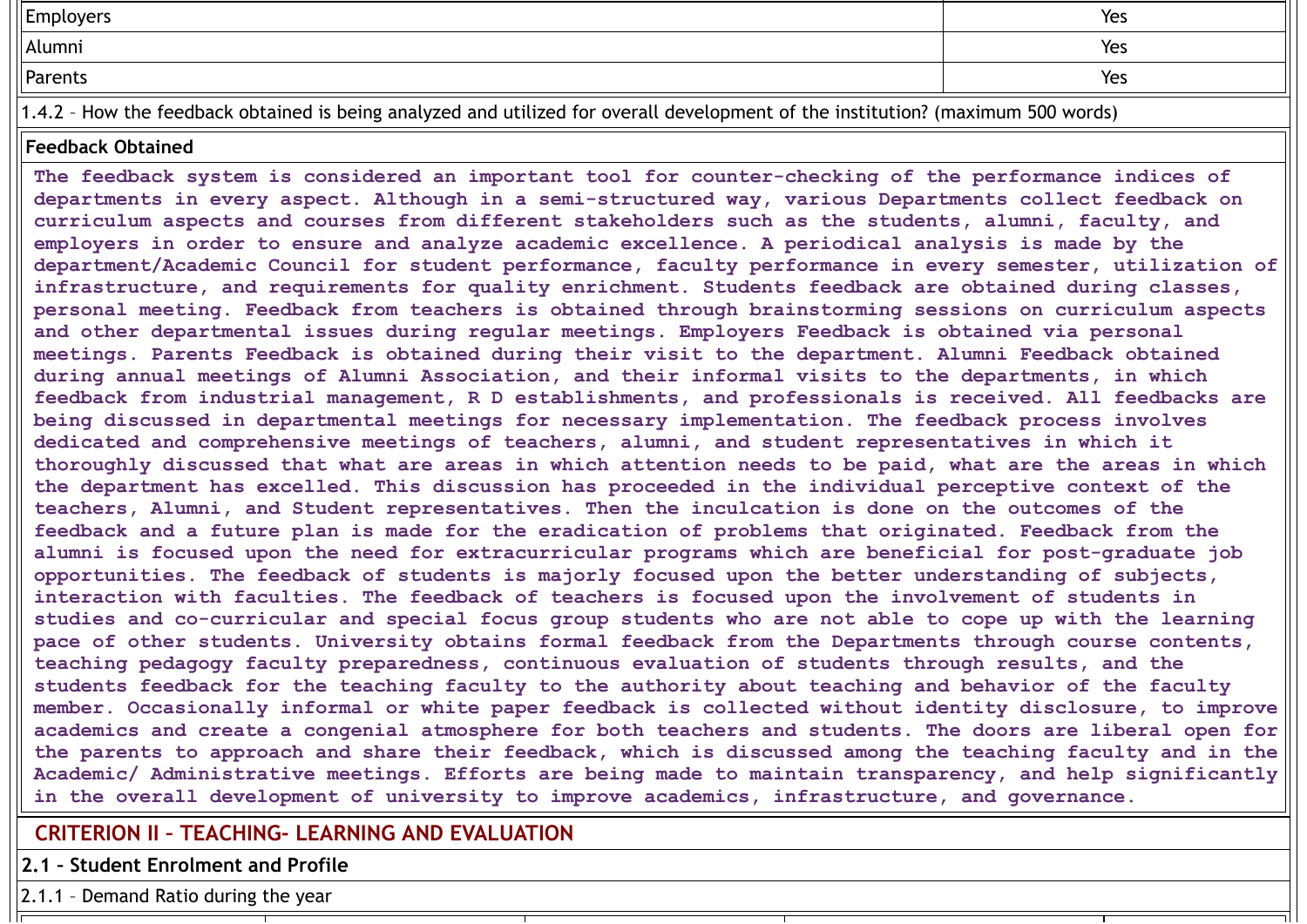| | |
|---|---|
| Employers | Yes |
| Alumni | Yes |
| Parents | Yes |

1.4.2 – How the feedback obtained is being analyzed and utilized for overall development of the institution? (maximum 500 words)

**Feedback Obtained**

The feedback system is considered an important tool for counter-checking of the performance indices of departments in every aspect. Although in a semi-structured way, various Departments collect feedback on curriculum aspects and courses from different stakeholders such as the students, alumni, faculty, and employers in order to ensure and analyze academic excellence. A periodical analysis is made by the department/Academic Council for student performance, faculty performance in every semester, utilization of infrastructure, and requirements for quality enrichment. Students feedback are obtained during classes, personal meeting. Feedback from teachers is obtained through brainstorming sessions on curriculum aspects and other departmental issues during regular meetings. Employers Feedback is obtained via personal meetings. Parents Feedback is obtained during their visit to the department. Alumni Feedback obtained during annual meetings of Alumni Association, and their informal visits to the departments, in which feedback from industrial management, R D establishments, and professionals is received. All feedbacks are being discussed in departmental meetings for necessary implementation. The feedback process involves dedicated and comprehensive meetings of teachers, alumni, and student representatives in which it thoroughly discussed that what are areas in which attention needs to be paid, what are the areas in which the department has excelled. This discussion has proceeded in the individual perceptive context of the teachers, Alumni, and Student representatives. Then the inculcation is done on the outcomes of the feedback and a future plan is made for the eradication of problems that originated. Feedback from the alumni is focused upon the need for extracurricular programs which are beneficial for post-graduate job opportunities. The feedback of students is majorly focused upon the better understanding of subjects, interaction with faculties. The feedback of teachers is focused upon the involvement of students in studies and co-curricular and special focus group students who are not able to cope up with the learning pace of other students. University obtains formal feedback from the Departments through course contents, teaching pedagogy faculty preparedness, continuous evaluation of students through results, and the students feedback for the teaching faculty to the authority about teaching and behavior of the faculty member. Occasionally informal or white paper feedback is collected without identity disclosure, to improve academics and create a congenial atmosphere for both teachers and students. The doors are liberal open for the parents to approach and share their feedback, which is discussed among the teaching faculty and in the Academic/ Administrative meetings. Efforts are being made to maintain transparency, and help significantly in the overall development of university to improve academics, infrastructure, and governance.

## CRITERION II – TEACHING- LEARNING AND EVALUATION

### 2.1 – Student Enrolment and Profile

2.1.1 – Demand Ratio during the year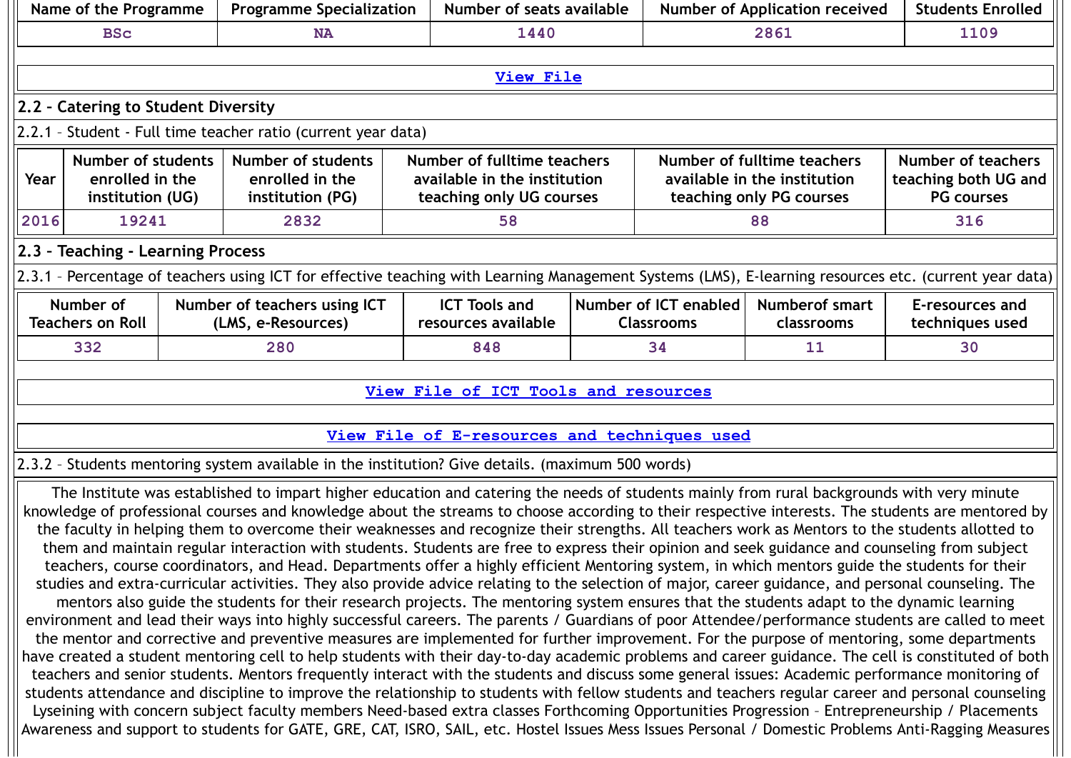| Name of the Programme | Programme Specialization | Number of seats available | Number of Application received | Students Enrolled |
|---|---|---|---|---|
| BSc | NA | 1440 | 2861 | 1109 |

View File

## 2.2 – Catering to Student Diversity

2.2.1 – Student - Full time teacher ratio (current year data)

| Year | Number of students enrolled in the institution (UG) | Number of students enrolled in the institution (PG) | Number of fulltime teachers available in the institution teaching only UG courses | Number of fulltime teachers available in the institution teaching only PG courses | Number of teachers teaching both UG and PG courses |
|---|---|---|---|---|---|
| 2016 | 19241 | 2832 | 58 | 88 | 316 |

## 2.3 – Teaching - Learning Process

2.3.1 – Percentage of teachers using ICT for effective teaching with Learning Management Systems (LMS), E-learning resources etc. (current year data)

| Number of Teachers on Roll | Number of teachers using ICT (LMS, e-Resources) | ICT Tools and resources available | Number of ICT enabled Classrooms | Numberof smart classrooms | E-resources and techniques used |
|---|---|---|---|---|---|
| 332 | 280 | 848 | 34 | 11 | 30 |

View File of ICT Tools and resources

View File of E-resources and techniques used

2.3.2 – Students mentoring system available in the institution? Give details. (maximum 500 words)

The Institute was established to impart higher education and catering the needs of students mainly from rural backgrounds with very minute knowledge of professional courses and knowledge about the streams to choose according to their respective interests. The students are mentored by the faculty in helping them to overcome their weaknesses and recognize their strengths. All teachers work as Mentors to the students allotted to them and maintain regular interaction with students. Students are free to express their opinion and seek guidance and counseling from subject teachers, course coordinators, and Head. Departments offer a highly efficient Mentoring system, in which mentors guide the students for their studies and extra-curricular activities. They also provide advice relating to the selection of major, career guidance, and personal counseling. The mentors also guide the students for their research projects. The mentoring system ensures that the students adapt to the dynamic learning environment and lead their ways into highly successful careers. The parents / Guardians of poor Attendee/performance students are called to meet the mentor and corrective and preventive measures are implemented for further improvement. For the purpose of mentoring, some departments have created a student mentoring cell to help students with their day-to-day academic problems and career guidance. The cell is constituted of both teachers and senior students. Mentors frequently interact with the students and discuss some general issues: Academic performance monitoring of students attendance and discipline to improve the relationship to students with fellow students and teachers regular career and personal counseling Lyseining with concern subject faculty members Need-based extra classes Forthcoming Opportunities Progression – Entrepreneurship / Placements Awareness and support to students for GATE, GRE, CAT, ISRO, SAIL, etc. Hostel Issues Mess Issues Personal / Domestic Problems Anti-Ragging Measures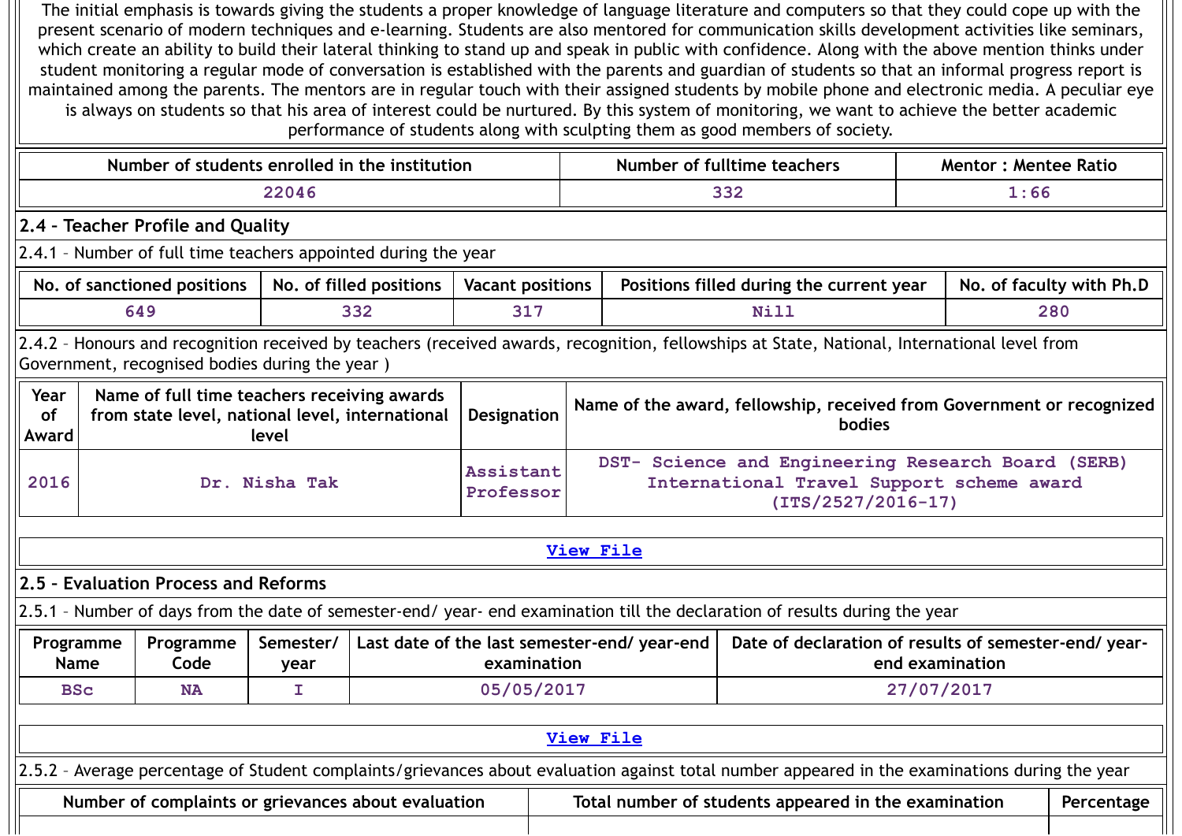The initial emphasis is towards giving the students a proper knowledge of language literature and computers so that they could cope up with the present scenario of modern techniques and e-learning. Students are also mentored for communication skills development activities like seminars, which create an ability to build their lateral thinking to stand up and speak in public with confidence. Along with the above mention thinks under student monitoring a regular mode of conversation is established with the parents and guardian of students so that an informal progress report is maintained among the parents. The mentors are in regular touch with their assigned students by mobile phone and electronic media. A peculiar eye is always on students so that his area of interest could be nurtured. By this system of monitoring, we want to achieve the better academic performance of students along with sculpting them as good members of society.

| Number of students enrolled in the institution | Number of fulltime teachers | Mentor : Mentee Ratio |
|---|---|---|
| 22046 | 332 | 1:66 |

## 2.4 – Teacher Profile and Quality

2.4.1 – Number of full time teachers appointed during the year

| No. of sanctioned positions | No. of filled positions | Vacant positions | Positions filled during the current year | No. of faculty with Ph.D |
|---|---|---|---|---|
| 649 | 332 | 317 | Nill | 280 |

2.4.2 – Honours and recognition received by teachers (received awards, recognition, fellowships at State, National, International level from Government, recognised bodies during the year )

| Year of Award | Name of full time teachers receiving awards from state level, national level, international level | Designation | Name of the award, fellowship, received from Government or recognized bodies |
|---|---|---|---|
| 2016 | Dr. Nisha Tak | Assistant Professor | DST- Science and Engineering Research Board (SERB) International Travel Support scheme award (ITS/2527/2016-17) |

View File

## 2.5 – Evaluation Process and Reforms

2.5.1 – Number of days from the date of semester-end/ year- end examination till the declaration of results during the year

| Programme Name | Programme Code | Semester/ year | Last date of the last semester-end/ year-end examination | Date of declaration of results of semester-end/ year-end examination |
|---|---|---|---|---|
| BSc | NA | I | 05/05/2017 | 27/07/2017 |

View File

2.5.2 – Average percentage of Student complaints/grievances about evaluation against total number appeared in the examinations during the year

| Number of complaints or grievances about evaluation | Total number of students appeared in the examination | Percentage |
|---|---|---|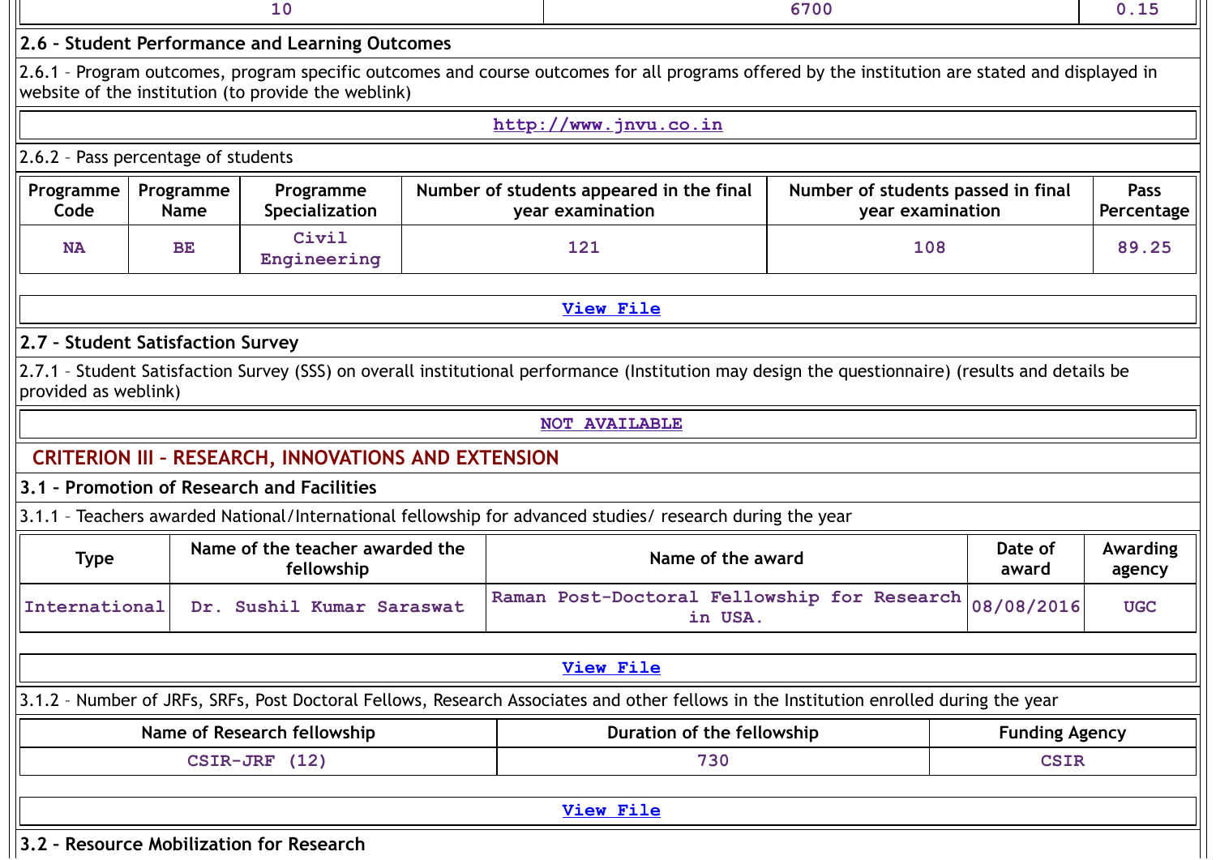| 10 | 6700 | 0.15 |
|---|---|---|

**2.6 – Student Performance and Learning Outcomes**

2.6.1 – Program outcomes, program specific outcomes and course outcomes for all programs offered by the institution are stated and displayed in website of the institution (to provide the weblink)

http://www.jnvu.co.in

2.6.2 – Pass percentage of students

| Programme Code | Programme Name | Programme Specialization | Number of students appeared in the final year examination | Number of students passed in final year examination | Pass Percentage |
|---|---|---|---|---|---|
| NA | BE | Civil Engineering | 121 | 108 | 89.25 |

View File

**2.7 – Student Satisfaction Survey**

2.7.1 – Student Satisfaction Survey (SSS) on overall institutional performance (Institution may design the questionnaire) (results and details be provided as weblink)

NOT AVAILABLE

## CRITERION III – RESEARCH, INNOVATIONS AND EXTENSION

**3.1 – Promotion of Research and Facilities**

3.1.1 – Teachers awarded National/International fellowship for advanced studies/ research during the year

| Type | Name of the teacher awarded the fellowship | Name of the award | Date of award | Awarding agency |
|---|---|---|---|---|
| International | Dr. Sushil Kumar Saraswat | Raman Post-Doctoral Fellowship for Research in USA. | 08/08/2016 | UGC |

View File

3.1.2 – Number of JRFs, SRFs, Post Doctoral Fellows, Research Associates and other fellows in the Institution enrolled during the year

| Name of Research fellowship | Duration of the fellowship | Funding Agency |
|---|---|---|
| CSIR-JRF (12) | 730 | CSIR |

View File

**3.2 – Resource Mobilization for Research**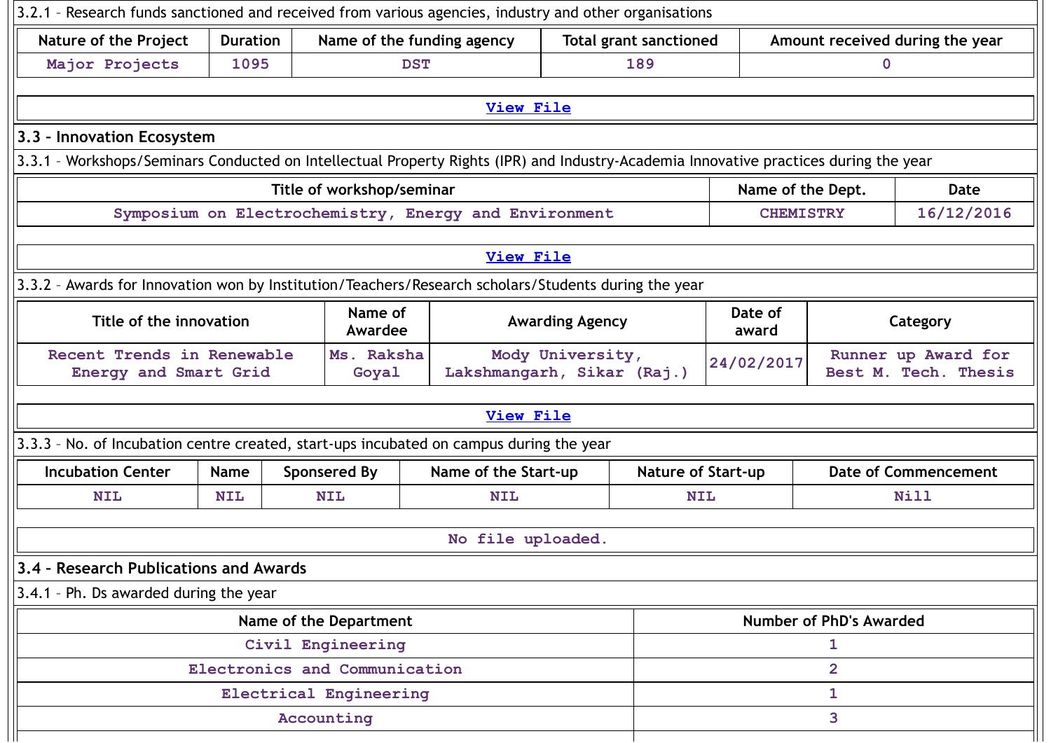3.2.1 – Research funds sanctioned and received from various agencies, industry and other organisations

| Nature of the Project | Duration | Name of the funding agency | Total grant sanctioned | Amount received during the year |
|---|---|---|---|---|
| Major Projects | 1095 | DST | 189 | 0 |

View File

## 3.3 – Innovation Ecosystem

3.3.1 – Workshops/Seminars Conducted on Intellectual Property Rights (IPR) and Industry-Academia Innovative practices during the year

| Title of workshop/seminar | Name of the Dept. | Date |
|---|---|---|
| Symposium on Electrochemistry, Energy and Environment | CHEMISTRY | 16/12/2016 |

View File

3.3.2 – Awards for Innovation won by Institution/Teachers/Research scholars/Students during the year

| Title of the innovation | Name of Awardee | Awarding Agency | Date of award | Category |
|---|---|---|---|---|
| Recent Trends in Renewable Energy and Smart Grid | Ms. Raksha Goyal | Mody University, Lakshmangarh, Sikar (Raj.) | 24/02/2017 | Runner up Award for Best M. Tech. Thesis |

View File

3.3.3 – No. of Incubation centre created, start-ups incubated on campus during the year

| Incubation Center | Name | Sponsered By | Name of the Start-up | Nature of Start-up | Date of Commencement |
|---|---|---|---|---|---|
| NIL | NIL | NIL | NIL | NIL | Nill |

No file uploaded.

## 3.4 – Research Publications and Awards

3.4.1 – Ph. Ds awarded during the year

| Name of the Department | Number of PhD's Awarded |
|---|---|
| Civil Engineering | 1 |
| Electronics and Communication | 2 |
| Electrical Engineering | 1 |
| Accounting | 3 |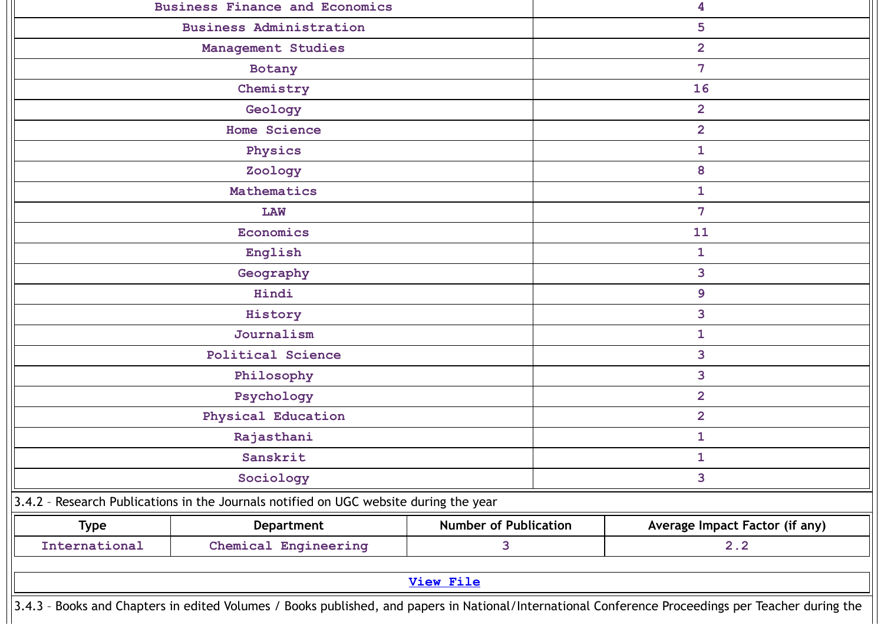| | |
|---|---|
| Business Finance and Economics | 4 |
| Business Administration | 5 |
| Management Studies | 2 |
| Botany | 7 |
| Chemistry | 16 |
| Geology | 2 |
| Home Science | 2 |
| Physics | 1 |
| Zoology | 8 |
| Mathematics | 1 |
| LAW | 7 |
| Economics | 11 |
| English | 1 |
| Geography | 3 |
| Hindi | 9 |
| History | 3 |
| Journalism | 1 |
| Political Science | 3 |
| Philosophy | 3 |
| Psychology | 2 |
| Physical Education | 2 |
| Rajasthani | 1 |
| Sanskrit | 1 |
| Sociology | 3 |

3.4.2 – Research Publications in the Journals notified on UGC website during the year

| Type | Department | Number of Publication | Average Impact Factor (if any) |
|---|---|---|---|
| International | Chemical Engineering | 3 | 2.2 |

View File

3.4.3 – Books and Chapters in edited Volumes / Books published, and papers in National/International Conference Proceedings per Teacher during the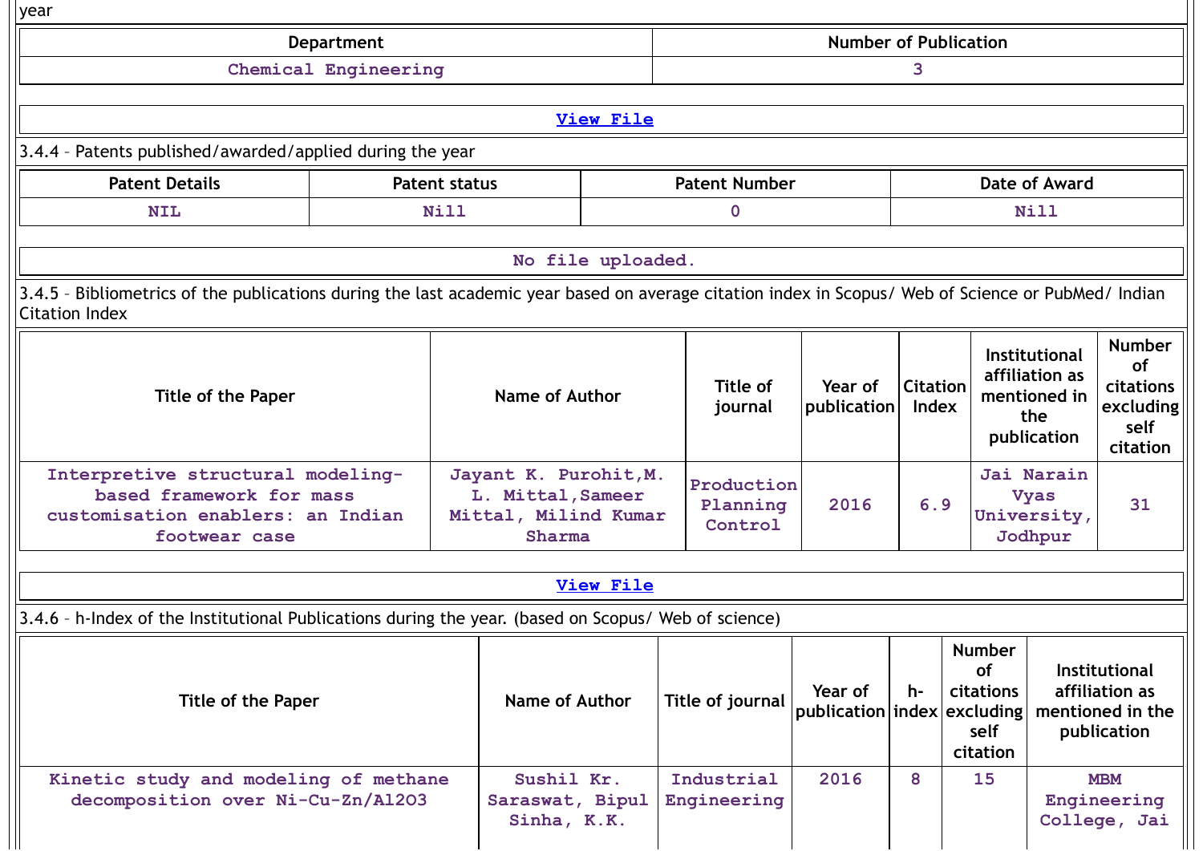year

| Department | Number of Publication |
|---|---|
| Chemical Engineering | 3 |

View File

3.4.4 – Patents published/awarded/applied during the year

| Patent Details | Patent status | Patent Number | Date of Award |
|---|---|---|---|
| NIL | Nill | 0 | Nill |

No file uploaded.

3.4.5 – Bibliometrics of the publications during the last academic year based on average citation index in Scopus/ Web of Science or PubMed/ Indian Citation Index

| Title of the Paper | Name of Author | Title of journal | Year of publication | Citation Index | Institutional affiliation as mentioned in the publication | Number of citations excluding self citation |
|---|---|---|---|---|---|---|
| Interpretive structural modeling-based framework for mass customisation enablers: an Indian footwear case | Jayant K. Purohit,M. L. Mittal,Sameer Mittal, Milind Kumar Sharma | Production Planning Control | 2016 | 6.9 | Jai Narain Vyas University, Jodhpur | 31 |

View File

3.4.6 – h-Index of the Institutional Publications during the year. (based on Scopus/ Web of science)

| Title of the Paper | Name of Author | Title of journal | Year of publication | h-index | Number of citations excluding self citation | Institutional affiliation as mentioned in the publication |
|---|---|---|---|---|---|---|
| Kinetic study and modeling of methane decomposition over Ni-Cu-Zn/Al2O3 | Sushil Kr. Saraswat, Bipul Sinha, K.K. | Industrial Engineering | 2016 | 8 | 15 | MBM Engineering College, Jai |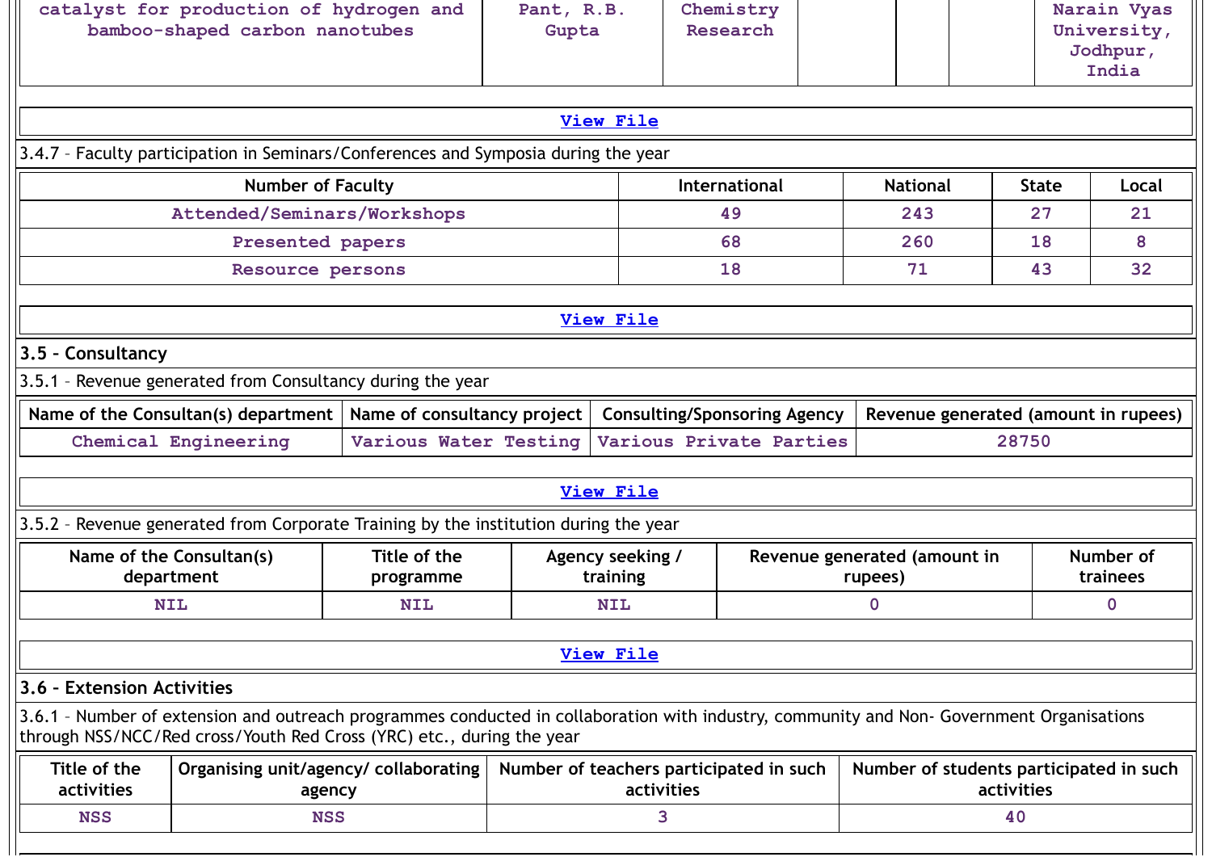| catalyst for production of hydrogen and bamboo-shaped carbon nanotubes | Pant, R.B. Gupta | Chemistry Research | | | | Narain Vyas University, Jodhpur, India |
|---|---|---|---|---|---|---|

View File

3.4.7 – Faculty participation in Seminars/Conferences and Symposia during the year

| Number of Faculty | International | National | State | Local |
|---|---|---|---|---|
| Attended/Seminars/Workshops | 49 | 243 | 27 | 21 |
| Presented papers | 68 | 260 | 18 | 8 |
| Resource persons | 18 | 71 | 43 | 32 |

View File

### 3.5 – Consultancy

3.5.1 – Revenue generated from Consultancy during the year

| Name of the Consultan(s) department | Name of consultancy project | Consulting/Sponsoring Agency | Revenue generated (amount in rupees) |
|---|---|---|---|
| Chemical Engineering | Various Water Testing | Various Private Parties | 28750 |

View File

3.5.2 – Revenue generated from Corporate Training by the institution during the year

| Name of the Consultan(s) department | Title of the programme | Agency seeking / training | Revenue generated (amount in rupees) | Number of trainees |
|---|---|---|---|---|
| NIL | NIL | NIL | 0 | 0 |

View File

### 3.6 – Extension Activities

3.6.1 – Number of extension and outreach programmes conducted in collaboration with industry, community and Non- Government Organisations through NSS/NCC/Red cross/Youth Red Cross (YRC) etc., during the year

| Title of the activities | Organising unit/agency/ collaborating agency | Number of teachers participated in such activities | Number of students participated in such activities |
|---|---|---|---|
| NSS | NSS | 3 | 40 |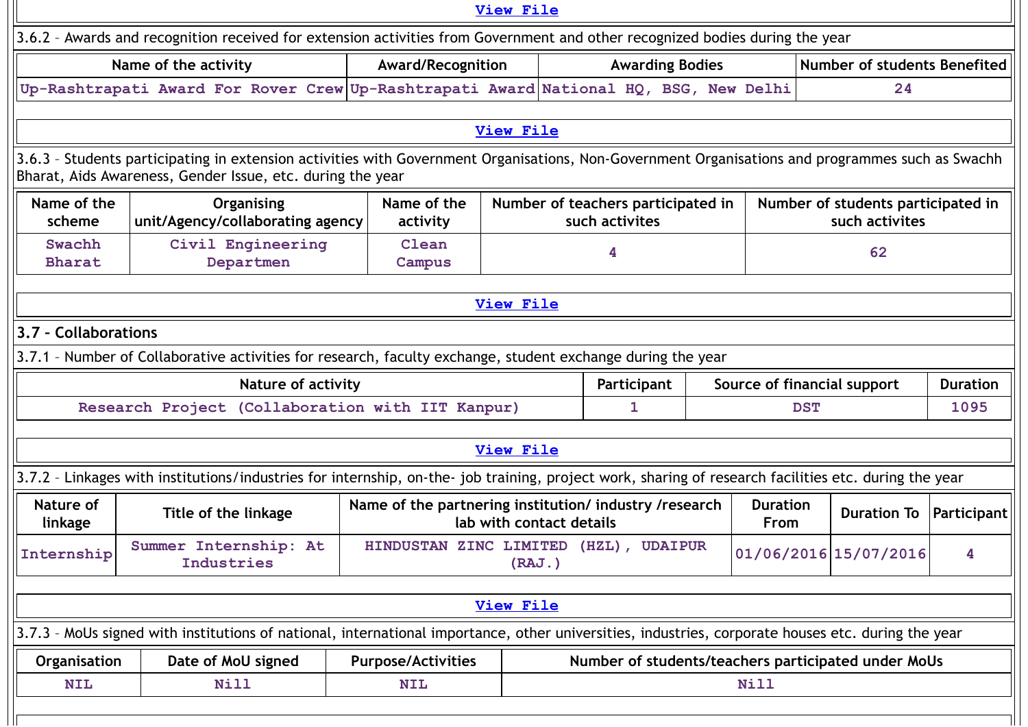[View File]

3.6.2 – Awards and recognition received for extension activities from Government and other recognized bodies during the year

| Name of the activity | Award/Recognition | Awarding Bodies | Number of students Benefited |
|---|---|---|---|
| Up-Rashtrapati Award For Rover Crew | Up-Rashtrapati Award | National HQ, BSG, New Delhi | 24 |

[View File]

3.6.3 – Students participating in extension activities with Government Organisations, Non-Government Organisations and programmes such as Swachh Bharat, Aids Awareness, Gender Issue, etc. during the year

| Name of the scheme | Organising unit/Agency/collaborating agency | Name of the activity | Number of teachers participated in such activites | Number of students participated in such activites |
|---|---|---|---|---|
| Swachh Bharat | Civil Engineering Departmen | Clean Campus | 4 | 62 |

[View File]

## 3.7 – Collaborations

3.7.1 – Number of Collaborative activities for research, faculty exchange, student exchange during the year

| Nature of activity | Participant | Source of financial support | Duration |
|---|---|---|---|
| Research Project (Collaboration with IIT Kanpur) | 1 | DST | 1095 |

[View File]

3.7.2 – Linkages with institutions/industries for internship, on-the- job training, project work, sharing of research facilities etc. during the year

| Nature of linkage | Title of the linkage | Name of the partnering institution/ industry /research lab with contact details | Duration From | Duration To | Participant |
|---|---|---|---|---|---|
| Internship | Summer Internship: At Industries | HINDUSTAN ZINC LIMITED (HZL), UDAIPUR (RAJ.) | 01/06/2016 | 15/07/2016 | 4 |

[View File]

3.7.3 – MoUs signed with institutions of national, international importance, other universities, industries, corporate houses etc. during the year

| Organisation | Date of MoU signed | Purpose/Activities | Number of students/teachers participated under MoUs |
|---|---|---|---|
| NIL | Nill | NIL | Nill |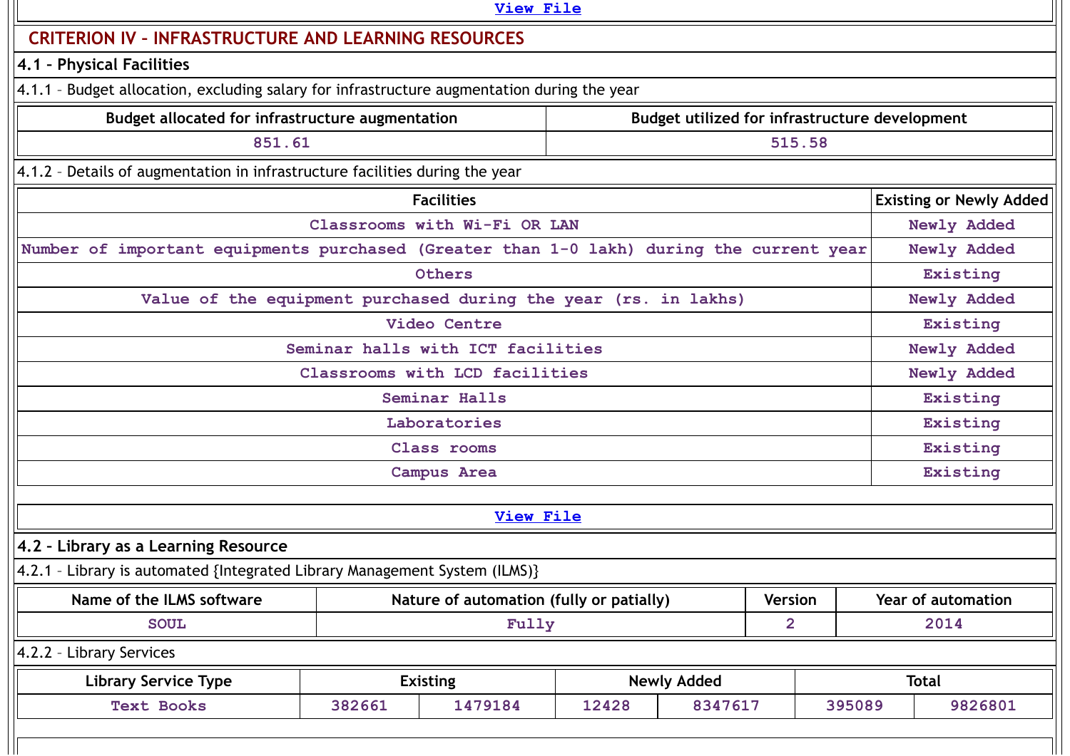View File

## CRITERION IV – INFRASTRUCTURE AND LEARNING RESOURCES

### 4.1 – Physical Facilities

4.1.1 – Budget allocation, excluding salary for infrastructure augmentation during the year

| Budget allocated for infrastructure augmentation | Budget utilized for infrastructure development |
|---|---|
| 851.61 | 515.58 |

4.1.2 – Details of augmentation in infrastructure facilities during the year

| Facilities | Existing or Newly Added |
|---|---|
| Classrooms with Wi-Fi OR LAN | Newly Added |
| Number of important equipments purchased (Greater than 1-0 lakh) during the current year | Newly Added |
| Others | Existing |
| Value of the equipment purchased during the year (rs. in lakhs) | Newly Added |
| Video Centre | Existing |
| Seminar halls with ICT facilities | Newly Added |
| Classrooms with LCD facilities | Newly Added |
| Seminar Halls | Existing |
| Laboratories | Existing |
| Class rooms | Existing |
| Campus Area | Existing |

View File

### 4.2 – Library as a Learning Resource

4.2.1 – Library is automated {Integrated Library Management System (ILMS)}

| Name of the ILMS software | Nature of automation (fully or patially) | Version | Year of automation |
|---|---|---|---|
| SOUL | Fully | 2 | 2014 |

4.2.2 – Library Services

| Library Service Type | Existing | | Newly Added | | Total | |
|---|---|---|---|---|---|---|
| Text Books | 382661 | 1479184 | 12428 | 8347617 | 395089 | 9826801 |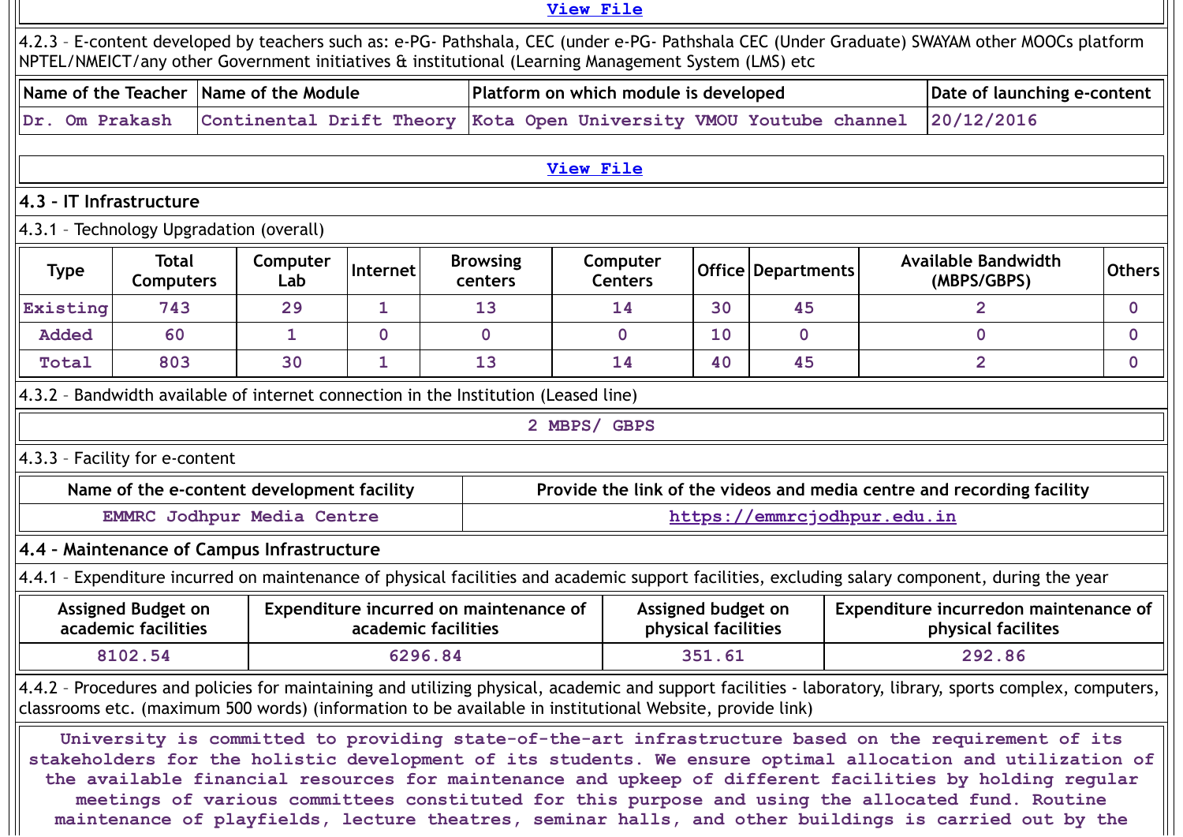View File

4.2.3 – E-content developed by teachers such as: e-PG- Pathshala, CEC (under e-PG- Pathshala CEC (Under Graduate) SWAYAM other MOOCs platform NPTEL/NMEICT/any other Government initiatives & institutional (Learning Management System (LMS) etc

| Name of the Teacher | Name of the Module | Platform on which module is developed | Date of launching e-content |
|---|---|---|---|
| Dr. Om Prakash | Continental Drift Theory | Kota Open University VMOU Youtube channel | 20/12/2016 |

View File

## 4.3 – IT Infrastructure

4.3.1 – Technology Upgradation (overall)

| Type | Total Computers | Computer Lab | Internet | Browsing centers | Computer Centers | Office | Departments | Available Bandwidth (MBPS/GBPS) | Others |
|---|---|---|---|---|---|---|---|---|---|
| Existing | 743 | 29 | 1 | 13 | 14 | 30 | 45 | 2 | 0 |
| Added | 60 | 1 | 0 | 0 | 0 | 10 | 0 | 0 | 0 |
| Total | 803 | 30 | 1 | 13 | 14 | 40 | 45 | 2 | 0 |

4.3.2 – Bandwidth available of internet connection in the Institution (Leased line)

2 MBPS/ GBPS

4.3.3 – Facility for e-content

| Name of the e-content development facility | Provide the link of the videos and media centre and recording facility |
|---|---|
| EMMRC Jodhpur Media Centre | https://emmrcjodhpur.edu.in |

## 4.4 – Maintenance of Campus Infrastructure

4.4.1 – Expenditure incurred on maintenance of physical facilities and academic support facilities, excluding salary component, during the year

| Assigned Budget on academic facilities | Expenditure incurred on maintenance of academic facilities | Assigned budget on physical facilities | Expenditure incurredon maintenance of physical facilites |
|---|---|---|---|
| 8102.54 | 6296.84 | 351.61 | 292.86 |

4.4.2 – Procedures and policies for maintaining and utilizing physical, academic and support facilities - laboratory, library, sports complex, computers, classrooms etc. (maximum 500 words) (information to be available in institutional Website, provide link)

University is committed to providing state-of-the-art infrastructure based on the requirement of its stakeholders for the holistic development of its students. We ensure optimal allocation and utilization of the available financial resources for maintenance and upkeep of different facilities by holding regular meetings of various committees constituted for this purpose and using the allocated fund. Routine maintenance of playfields, lecture theatres, seminar halls, and other buildings is carried out by the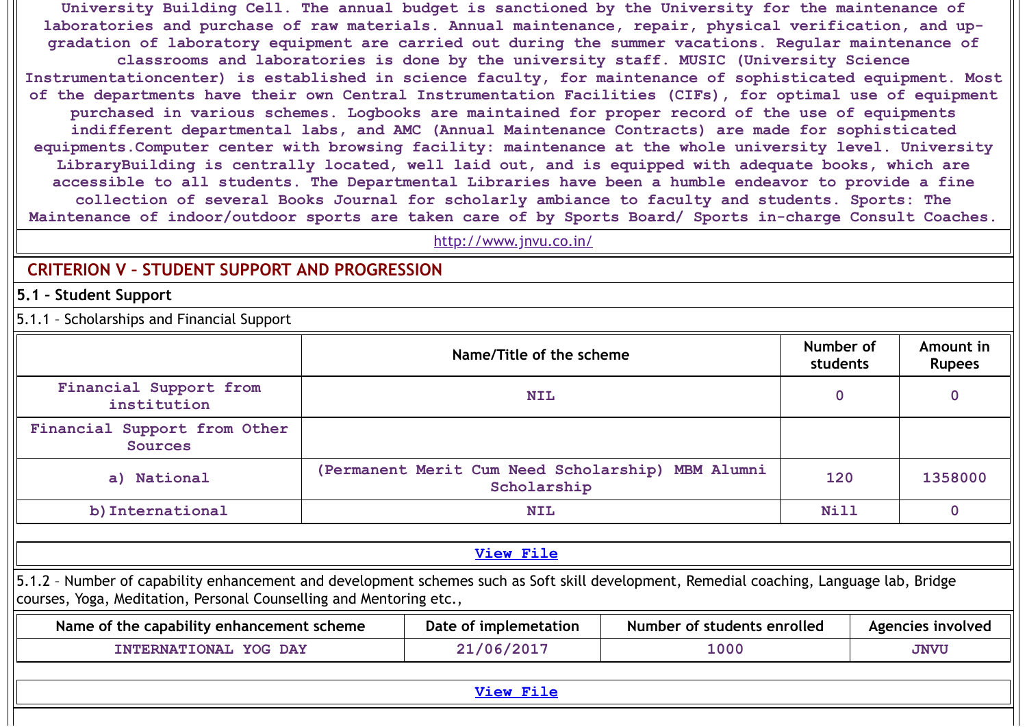University Building Cell. The annual budget is sanctioned by the University for the maintenance of laboratories and purchase of raw materials. Annual maintenance, repair, physical verification, and up-gradation of laboratory equipment are carried out during the summer vacations. Regular maintenance of classrooms and laboratories is done by the university staff. MUSIC (University Science Instrumentationcenter) is established in science faculty, for maintenance of sophisticated equipment. Most of the departments have their own Central Instrumentation Facilities (CIFs), for optimal use of equipment purchased in various schemes. Logbooks are maintained for proper record of the use of equipments indifferent departmental labs, and AMC (Annual Maintenance Contracts) are made for sophisticated equipments.Computer center with browsing facility: maintenance at the whole university level. University LibraryBuilding is centrally located, well laid out, and is equipped with adequate books, which are accessible to all students. The Departmental Libraries have been a humble endeavor to provide a fine collection of several Books Journal for scholarly ambiance to faculty and students. Sports: The Maintenance of indoor/outdoor sports are taken care of by Sports Board/ Sports in-charge Consult Coaches.

http://www.jnvu.co.in/

## CRITERION V – STUDENT SUPPORT AND PROGRESSION

### 5.1 – Student Support

5.1.1 – Scholarships and Financial Support

| | Name/Title of the scheme | Number of students | Amount in Rupees |
|---|---|---|---|
| Financial Support from institution | NIL | 0 | 0 |
| Financial Support from Other Sources | | | |
| a) National | (Permanent Merit Cum Need Scholarship) MBM Alumni Scholarship | 120 | 1358000 |
| b)International | NIL | Nill | 0 |

View File

5.1.2 – Number of capability enhancement and development schemes such as Soft skill development, Remedial coaching, Language lab, Bridge courses, Yoga, Meditation, Personal Counselling and Mentoring etc.,

| Name of the capability enhancement scheme | Date of implemetation | Number of students enrolled | Agencies involved |
|---|---|---|---|
| INTERNATIONAL YOG DAY | 21/06/2017 | 1000 | JNVU |

View File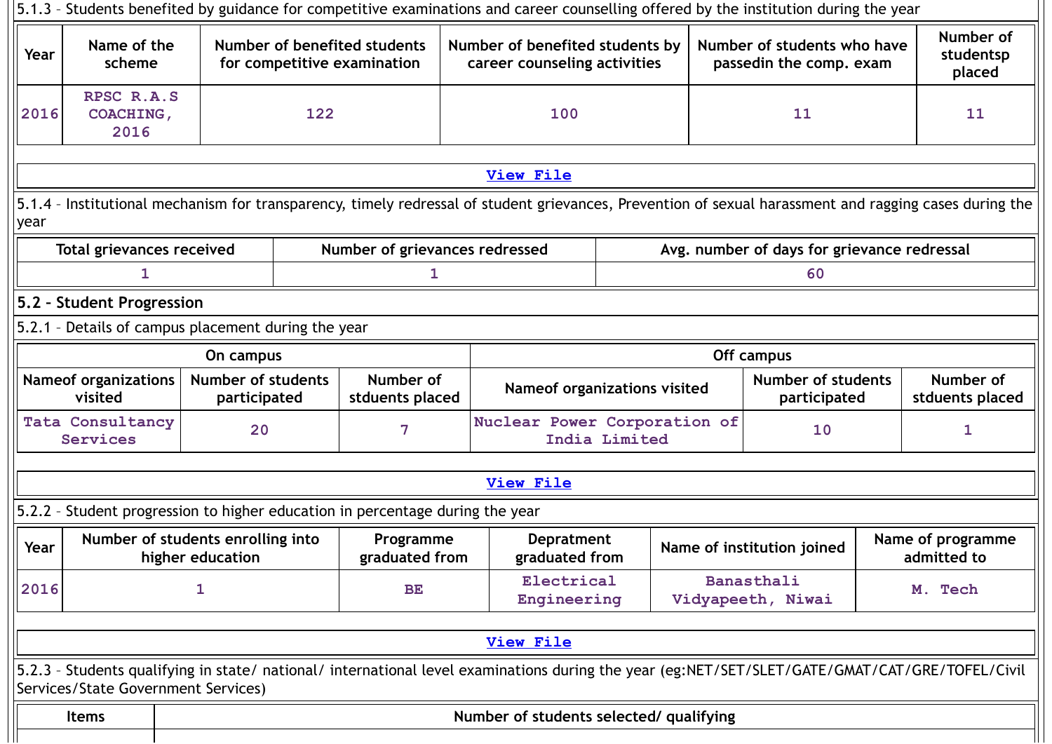5.1.3 – Students benefited by guidance for competitive examinations and career counselling offered by the institution during the year

| Year | Name of the scheme | Number of benefited students for competitive examination | Number of benefited students by career counseling activities | Number of students who have passedin the comp. exam | Number of studentsp placed |
|---|---|---|---|---|---|
| 2016 | RPSC R.A.S COACHING, 2016 | 122 | 100 | 11 | 11 |

View File

5.1.4 – Institutional mechanism for transparency, timely redressal of student grievances, Prevention of sexual harassment and ragging cases during the year

| Total grievances received | Number of grievances redressed | Avg. number of days for grievance redressal |
|---|---|---|
| 1 | 1 | 60 |

## 5.2 – Student Progression

5.2.1 – Details of campus placement during the year

| On campus | | | Off campus | | |
|---|---|---|---|---|---|
| Nameof organizations visited | Number of students participated | Number of stduents placed | Nameof organizations visited | Number of students participated | Number of stduents placed |
| Tata Consultancy Services | 20 | 7 | Nuclear Power Corporation of India Limited | 10 | 1 |

View File

5.2.2 – Student progression to higher education in percentage during the year

| Year | Number of students enrolling into higher education | Programme graduated from | Depratment graduated from | Name of institution joined | Name of programme admitted to |
|---|---|---|---|---|---|
| 2016 | 1 | BE | Electrical Engineering | Banasthali Vidyapeeth, Niwai | M. Tech |

View File

5.2.3 – Students qualifying in state/ national/ international level examinations during the year (eg:NET/SET/SLET/GATE/GMAT/CAT/GRE/TOFEL/Civil Services/State Government Services)

| Items | Number of students selected/ qualifying |
|---|---|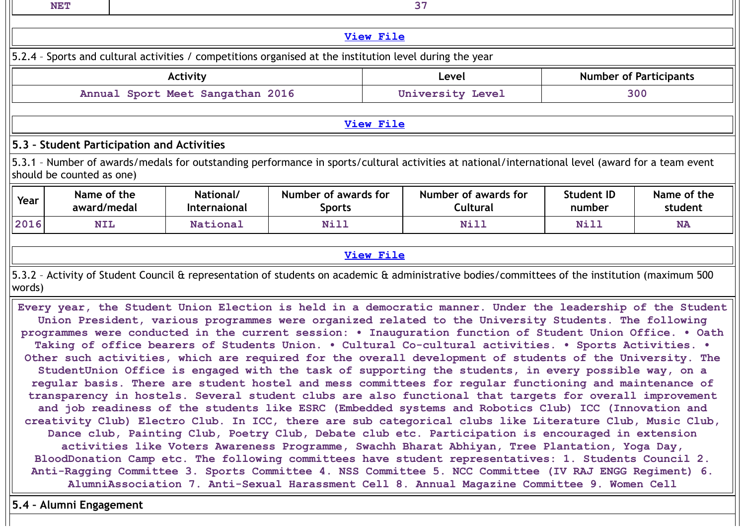| NET | 37 |
|---|---|

View File

5.2.4 – Sports and cultural activities / competitions organised at the institution level during the year

| Activity | Level | Number of Participants |
|---|---|---|
| Annual Sport Meet Sangathan 2016 | University Level | 300 |

View File

## 5.3 – Student Participation and Activities

5.3.1 – Number of awards/medals for outstanding performance in sports/cultural activities at national/international level (award for a team event should be counted as one)

| Year | Name of the award/medal | National/ Internaional | Number of awards for Sports | Number of awards for Cultural | Student ID number | Name of the student |
|---|---|---|---|---|---|---|
| 2016 | NIL | National | Nill | Nill | Nill | NA |

View File

5.3.2 – Activity of Student Council & representation of students on academic & administrative bodies/committees of the institution (maximum 500 words)

Every year, the Student Union Election is held in a democratic manner. Under the leadership of the Student Union President, various programmes were organized related to the University Students. The following programmes were conducted in the current session: • Inauguration function of Student Union Office. • Oath Taking of office bearers of Students Union. • Cultural Co-cultural activities. • Sports Activities. • Other such activities, which are required for the overall development of students of the University. The StudentUnion Office is engaged with the task of supporting the students, in every possible way, on a regular basis. There are student hostel and mess committees for regular functioning and maintenance of transparency in hostels. Several student clubs are also functional that targets for overall improvement and job readiness of the students like ESRC (Embedded systems and Robotics Club) ICC (Innovation and creativity Club) Electro Club. In ICC, there are sub categorical clubs like Literature Club, Music Club, Dance club, Painting Club, Poetry Club, Debate club etc. Participation is encouraged in extension activities like Voters Awareness Programme, Swachh Bharat Abhiyan, Tree Plantation, Yoga Day, BloodDonation Camp etc. The following committees have student representatives: 1. Students Council 2. Anti-Ragging Committee 3. Sports Committee 4. NSS Committee 5. NCC Committee (IV RAJ ENGG Regiment) 6. AlumniAssociation 7. Anti-Sexual Harassment Cell 8. Annual Magazine Committee 9. Women Cell

## 5.4 – Alumni Engagement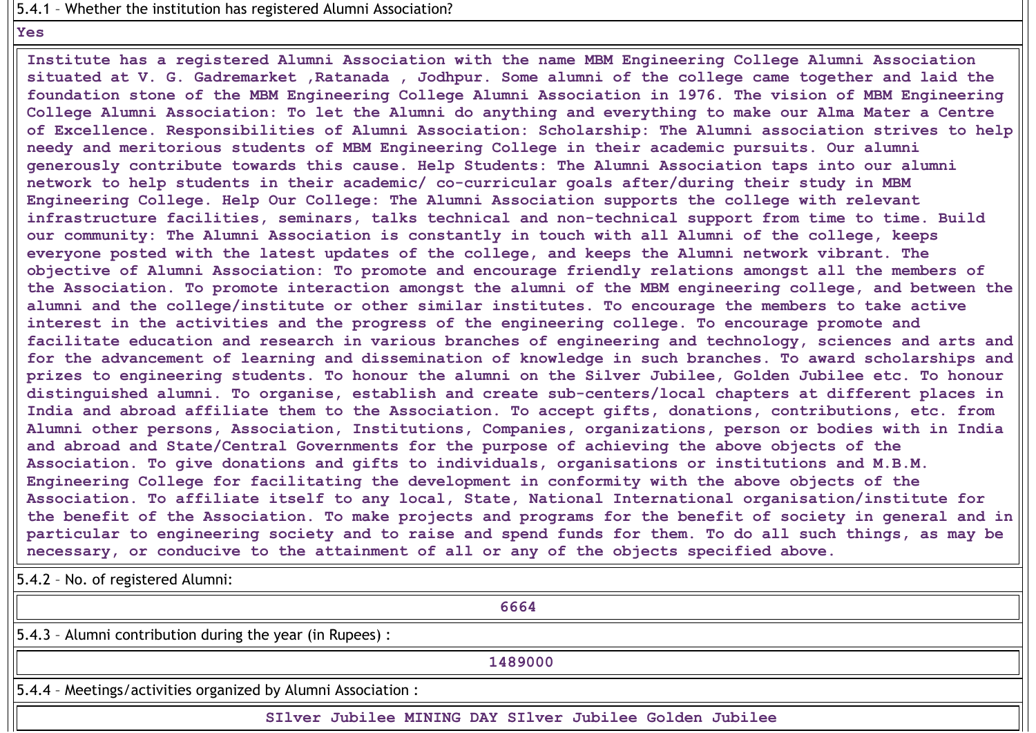5.4.1 – Whether the institution has registered Alumni Association?

Yes

Institute has a registered Alumni Association with the name MBM Engineering College Alumni Association situated at V. G. Gadremarket ,Ratanada , Jodhpur. Some alumni of the college came together and laid the foundation stone of the MBM Engineering College Alumni Association in 1976. The vision of MBM Engineering College Alumni Association: To let the Alumni do anything and everything to make our Alma Mater a Centre of Excellence. Responsibilities of Alumni Association: Scholarship: The Alumni association strives to help needy and meritorious students of MBM Engineering College in their academic pursuits. Our alumni generously contribute towards this cause. Help Students: The Alumni Association taps into our alumni network to help students in their academic/ co-curricular goals after/during their study in MBM Engineering College. Help Our College: The Alumni Association supports the college with relevant infrastructure facilities, seminars, talks technical and non-technical support from time to time. Build our community: The Alumni Association is constantly in touch with all Alumni of the college, keeps everyone posted with the latest updates of the college, and keeps the Alumni network vibrant. The objective of Alumni Association: To promote and encourage friendly relations amongst all the members of the Association. To promote interaction amongst the alumni of the MBM engineering college, and between the alumni and the college/institute or other similar institutes. To encourage the members to take active interest in the activities and the progress of the engineering college. To encourage promote and facilitate education and research in various branches of engineering and technology, sciences and arts and for the advancement of learning and dissemination of knowledge in such branches. To award scholarships and prizes to engineering students. To honour the alumni on the Silver Jubilee, Golden Jubilee etc. To honour distinguished alumni. To organise, establish and create sub-centers/local chapters at different places in India and abroad affiliate them to the Association. To accept gifts, donations, contributions, etc. from Alumni other persons, Association, Institutions, Companies, organizations, person or bodies with in India and abroad and State/Central Governments for the purpose of achieving the above objects of the Association. To give donations and gifts to individuals, organisations or institutions and M.B.M. Engineering College for facilitating the development in conformity with the above objects of the Association. To affiliate itself to any local, State, National International organisation/institute for the benefit of the Association. To make projects and programs for the benefit of society in general and in particular to engineering society and to raise and spend funds for them. To do all such things, as may be necessary, or conducive to the attainment of all or any of the objects specified above.

5.4.2 – No. of registered Alumni:

6664

5.4.3 – Alumni contribution during the year (in Rupees) :

1489000

5.4.4 – Meetings/activities organized by Alumni Association :

SIlver Jubilee MINING DAY SIlver Jubilee Golden Jubilee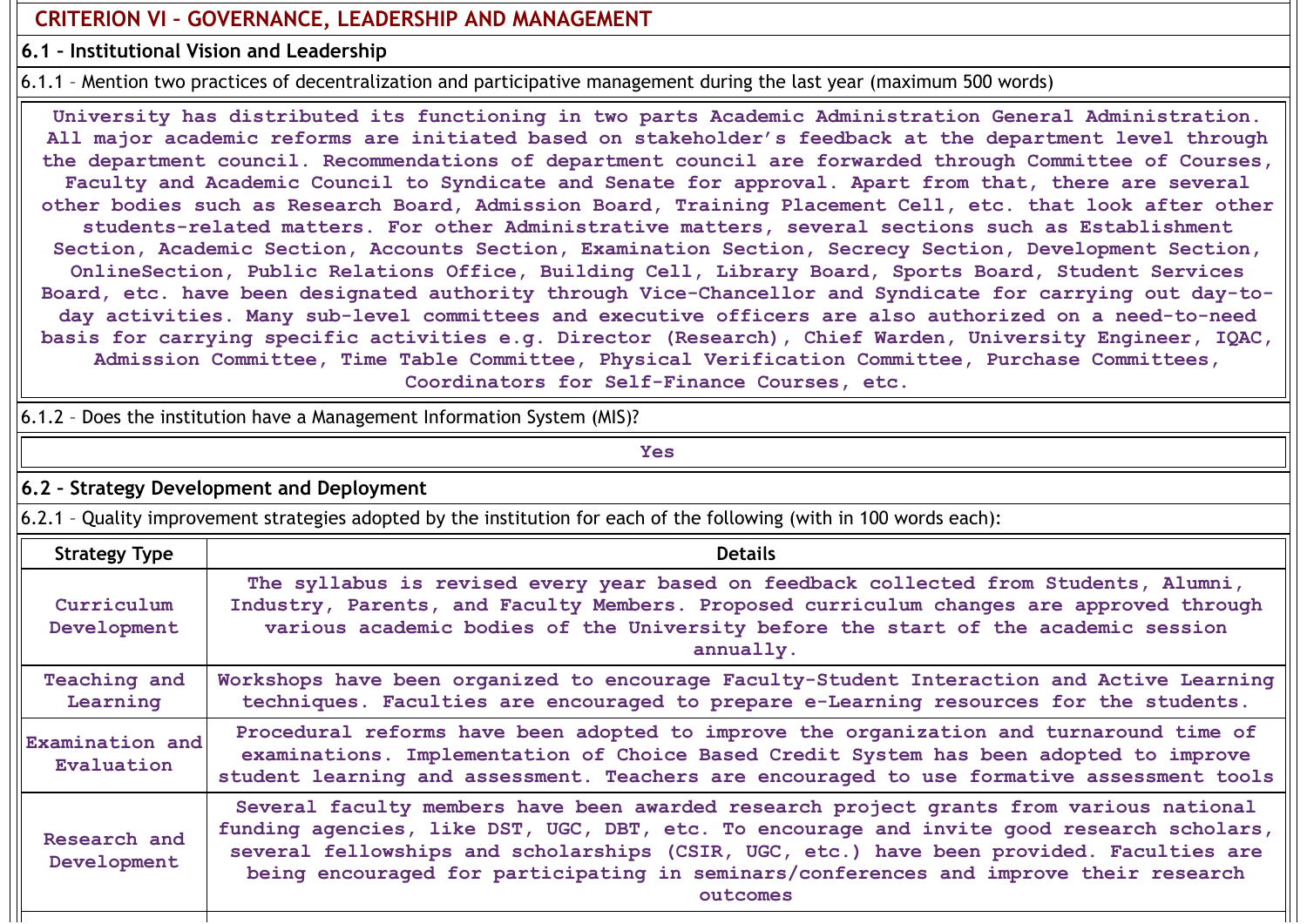## CRITERION VI – GOVERNANCE, LEADERSHIP AND MANAGEMENT

### 6.1 – Institutional Vision and Leadership

6.1.1 – Mention two practices of decentralization and participative management during the last year (maximum 500 words)

University has distributed its functioning in two parts Academic Administration General Administration. All major academic reforms are initiated based on stakeholder's feedback at the department level through the department council. Recommendations of department council are forwarded through Committee of Courses, Faculty and Academic Council to Syndicate and Senate for approval. Apart from that, there are several other bodies such as Research Board, Admission Board, Training Placement Cell, etc. that look after other students-related matters. For other Administrative matters, several sections such as Establishment Section, Academic Section, Accounts Section, Examination Section, Secrecy Section, Development Section, OnlineSection, Public Relations Office, Building Cell, Library Board, Sports Board, Student Services Board, etc. have been designated authority through Vice-Chancellor and Syndicate for carrying out day-to-day activities. Many sub-level committees and executive officers are also authorized on a need-to-need basis for carrying specific activities e.g. Director (Research), Chief Warden, University Engineer, IQAC, Admission Committee, Time Table Committee, Physical Verification Committee, Purchase Committees, Coordinators for Self-Finance Courses, etc.

6.1.2 – Does the institution have a Management Information System (MIS)?

Yes

### 6.2 – Strategy Development and Deployment

6.2.1 – Quality improvement strategies adopted by the institution for each of the following (with in 100 words each):

| Strategy Type | Details |
|---|---|
| Curriculum Development | The syllabus is revised every year based on feedback collected from Students, Alumni, Industry, Parents, and Faculty Members. Proposed curriculum changes are approved through various academic bodies of the University before the start of the academic session annually. |
| Teaching and Learning | Workshops have been organized to encourage Faculty-Student Interaction and Active Learning techniques. Faculties are encouraged to prepare e-Learning resources for the students. |
| Examination and Evaluation | Procedural reforms have been adopted to improve the organization and turnaround time of examinations. Implementation of Choice Based Credit System has been adopted to improve student learning and assessment. Teachers are encouraged to use formative assessment tools |
| Research and Development | Several faculty members have been awarded research project grants from various national funding agencies, like DST, UGC, DBT, etc. To encourage and invite good research scholars, several fellowships and scholarships (CSIR, UGC, etc.) have been provided. Faculties are being encouraged for participating in seminars/conferences and improve their research outcomes |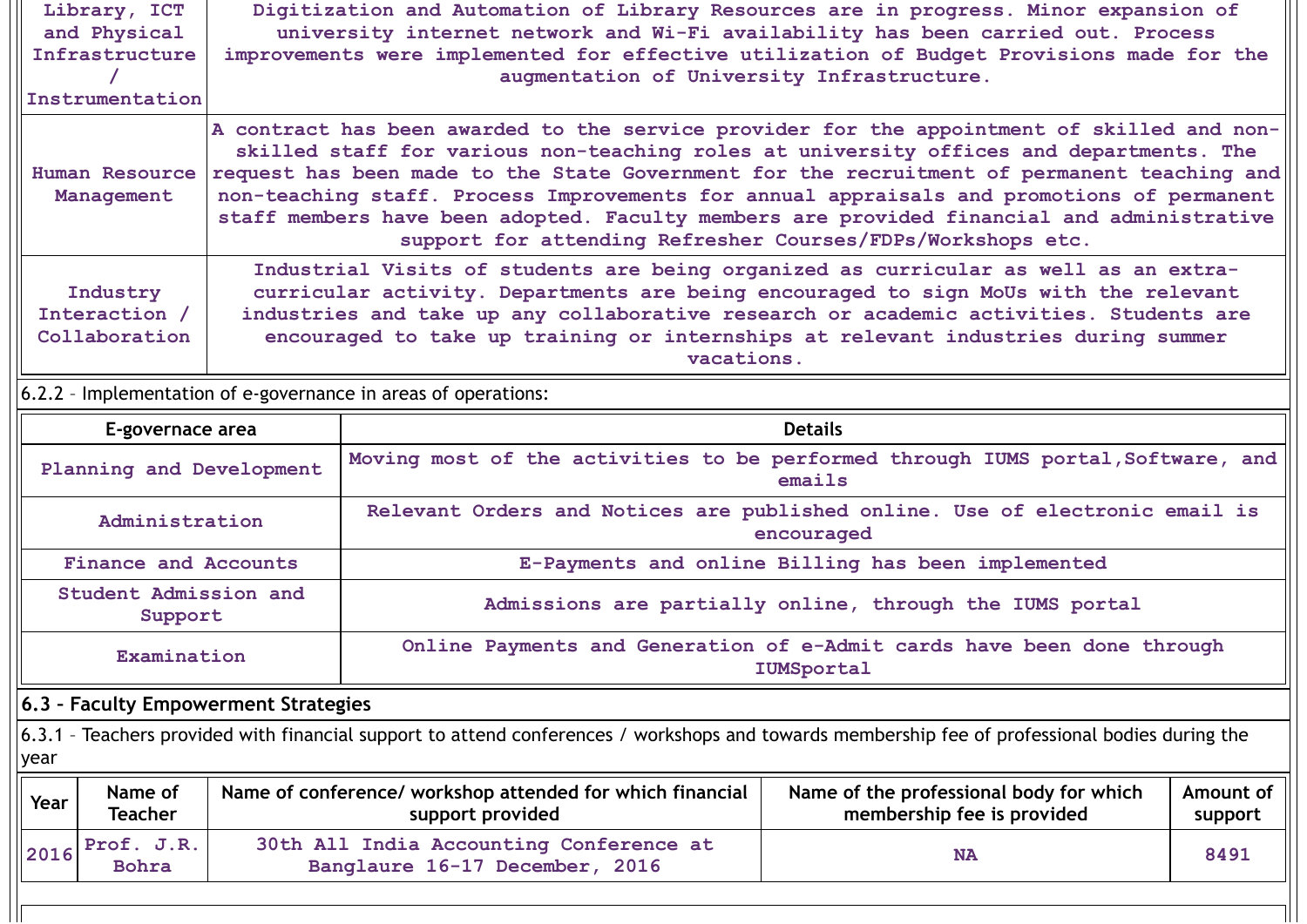| Library, ICT and Physical Infrastructure / Instrumentation | Digitization and Automation of Library Resources are in progress. Minor expansion of university internet network and Wi-Fi availability has been carried out. Process improvements were implemented for effective utilization of Budget Provisions made for the augmentation of University Infrastructure. |
|---|---|
| Human Resource Management | A contract has been awarded to the service provider for the appointment of skilled and non-skilled staff for various non-teaching roles at university offices and departments. The request has been made to the State Government for the recruitment of permanent teaching and non-teaching staff. Process Improvements for annual appraisals and promotions of permanent staff members have been adopted. Faculty members are provided financial and administrative support for attending Refresher Courses/FDPs/Workshops etc. |
| Industry Interaction / Collaboration | Industrial Visits of students are being organized as curricular as well as an extra-curricular activity. Departments are being encouraged to sign MoUs with the relevant industries and take up any collaborative research or academic activities. Students are encouraged to take up training or internships at relevant industries during summer vacations. |

6.2.2 – Implementation of e-governance in areas of operations:

| E-governace area | Details |
|---|---|
| Planning and Development | Moving most of the activities to be performed through IUMS portal,Software, and emails |
| Administration | Relevant Orders and Notices are published online. Use of electronic email is encouraged |
| Finance and Accounts | E-Payments and online Billing has been implemented |
| Student Admission and Support | Admissions are partially online, through the IUMS portal |
| Examination | Online Payments and Generation of e-Admit cards have been done through IUMSportal |

**6.3 – Faculty Empowerment Strategies**

6.3.1 – Teachers provided with financial support to attend conferences / workshops and towards membership fee of professional bodies during the year

| Year | Name of Teacher | Name of conference/ workshop attended for which financial support provided | Name of the professional body for which membership fee is provided | Amount of support |
|---|---|---|---|---|
| 2016 | Prof. J.R. Bohra | 30th All India Accounting Conference at Banglaure 16-17 December, 2016 | NA | 8491 |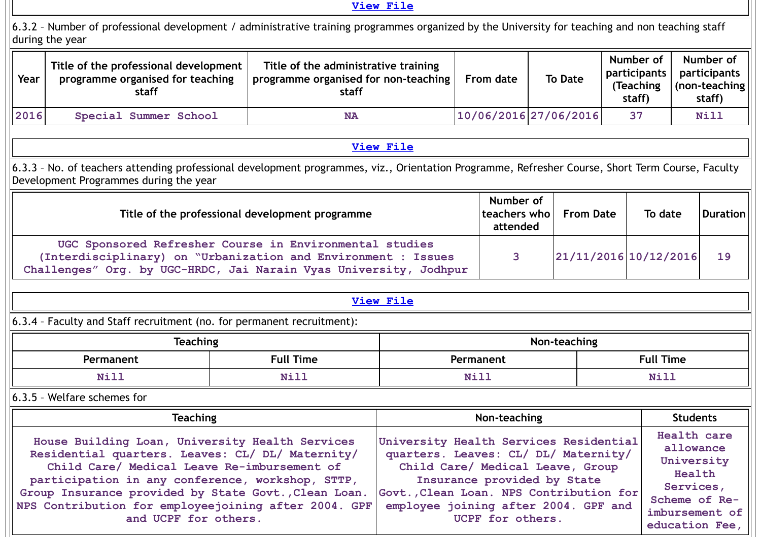View File

6.3.2 – Number of professional development / administrative training programmes organized by the University for teaching and non teaching staff during the year

| Year | Title of the professional development programme organised for teaching staff | Title of the administrative training programme organised for non-teaching staff | From date | To Date | Number of participants (Teaching staff) | Number of participants (non-teaching staff) |
|---|---|---|---|---|---|---|
| 2016 | Special Summer School | NA | 10/06/2016 | 27/06/2016 | 37 | Nill |

View File

6.3.3 – No. of teachers attending professional development programmes, viz., Orientation Programme, Refresher Course, Short Term Course, Faculty Development Programmes during the year

| Title of the professional development programme | Number of teachers who attended | From Date | To date | Duration |
|---|---|---|---|---|
| UGC Sponsored Refresher Course in Environmental studies (Interdisciplinary) on “Urbanization and Environment : Issues Challenges” Org. by UGC-HRDC, Jai Narain Vyas University, Jodhpur | 3 | 21/11/2016 | 10/12/2016 | 19 |

View File

6.3.4 – Faculty and Staff recruitment (no. for permanent recruitment):

| Teaching | | Non-teaching | |
|---|---|---|---|
| Permanent | Full Time | Permanent | Full Time |
| Nill | Nill | Nill | Nill |

6.3.5 – Welfare schemes for

| Teaching | Non-teaching | Students |
|---|---|---|
| House Building Loan, University Health Services Residential quarters. Leaves: CL/ DL/ Maternity/ Child Care/ Medical Leave Re-imbursement of participation in any conference, workshop, STTP, Group Insurance provided by State Govt.,Clean Loan. NPS Contribution for employeejoining after 2004. GPF and UCPF for others. | University Health Services Residential quarters. Leaves: CL/ DL/ Maternity/ Child Care/ Medical Leave, Group Insurance provided by State Govt.,Clean Loan. NPS Contribution for employee joining after 2004. GPF and UCPF for others. | Health care allowance University Health Services, Scheme of Re-imbursement of education Fee, |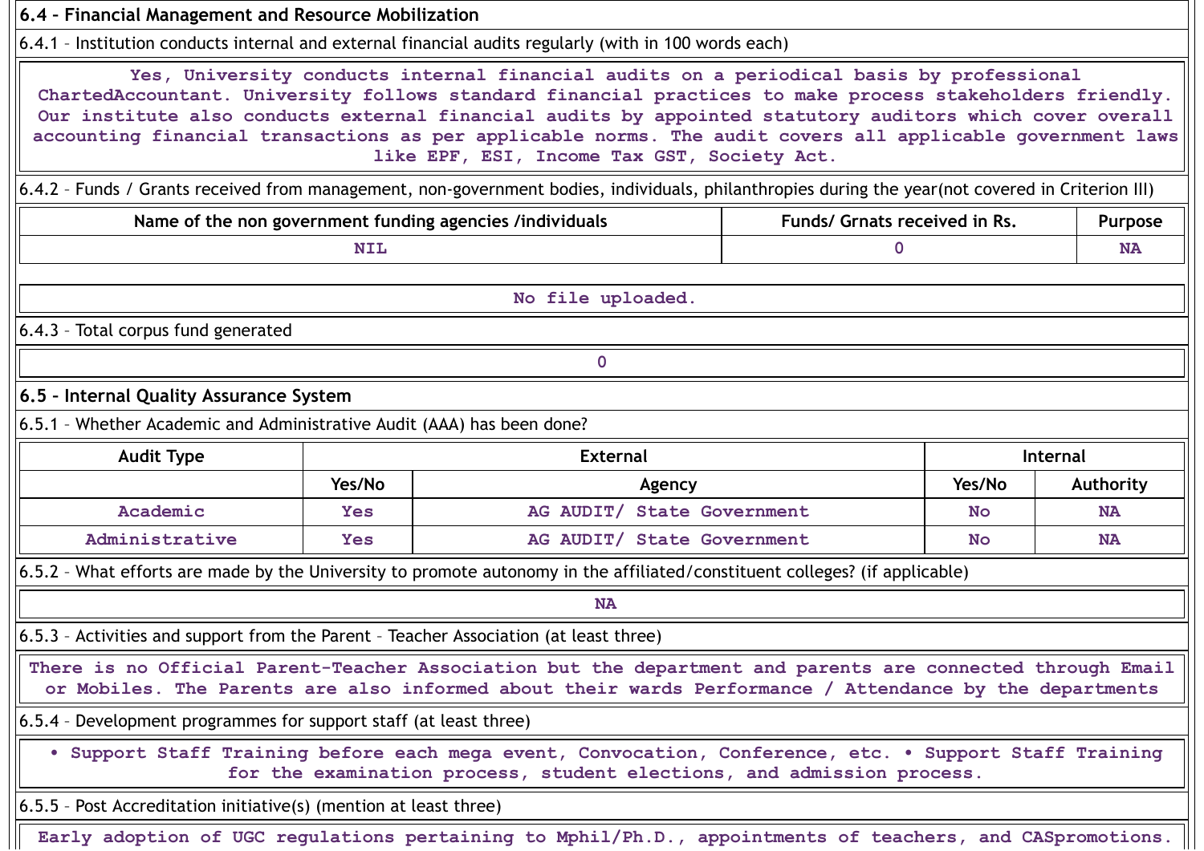**6.4 – Financial Management and Resource Mobilization**

6.4.1 – Institution conducts internal and external financial audits regularly (with in 100 words each)

Yes, University conducts internal financial audits on a periodical basis by professional ChartedAccountant. University follows standard financial practices to make process stakeholders friendly. Our institute also conducts external financial audits by appointed statutory auditors which cover overall accounting financial transactions as per applicable norms. The audit covers all applicable government laws like EPF, ESI, Income Tax GST, Society Act.

6.4.2 – Funds / Grants received from management, non-government bodies, individuals, philanthropies during the year(not covered in Criterion III)

| Name of the non government funding agencies /individuals | Funds/ Grnats received in Rs. | Purpose |
|---|---|---|
| NIL | 0 | NA |

No file uploaded.

6.4.3 – Total corpus fund generated

0

**6.5 – Internal Quality Assurance System**

6.5.1 – Whether Academic and Administrative Audit (AAA) has been done?

| Audit Type | External | | Internal | |
|---|---|---|---|---|
| | Yes/No | Agency | Yes/No | Authority |
| Academic | Yes | AG AUDIT/ State Government | No | NA |
| Administrative | Yes | AG AUDIT/ State Government | No | NA |

6.5.2 – What efforts are made by the University to promote autonomy in the affiliated/constituent colleges? (if applicable)

NA

6.5.3 – Activities and support from the Parent – Teacher Association (at least three)

There is no Official Parent-Teacher Association but the department and parents are connected through Email or Mobiles. The Parents are also informed about their wards Performance / Attendance by the departments

6.5.4 – Development programmes for support staff (at least three)

• Support Staff Training before each mega event, Convocation, Conference, etc. • Support Staff Training for the examination process, student elections, and admission process.

6.5.5 – Post Accreditation initiative(s) (mention at least three)

Early adoption of UGC regulations pertaining to Mphil/Ph.D., appointments of teachers, and CASpromotions.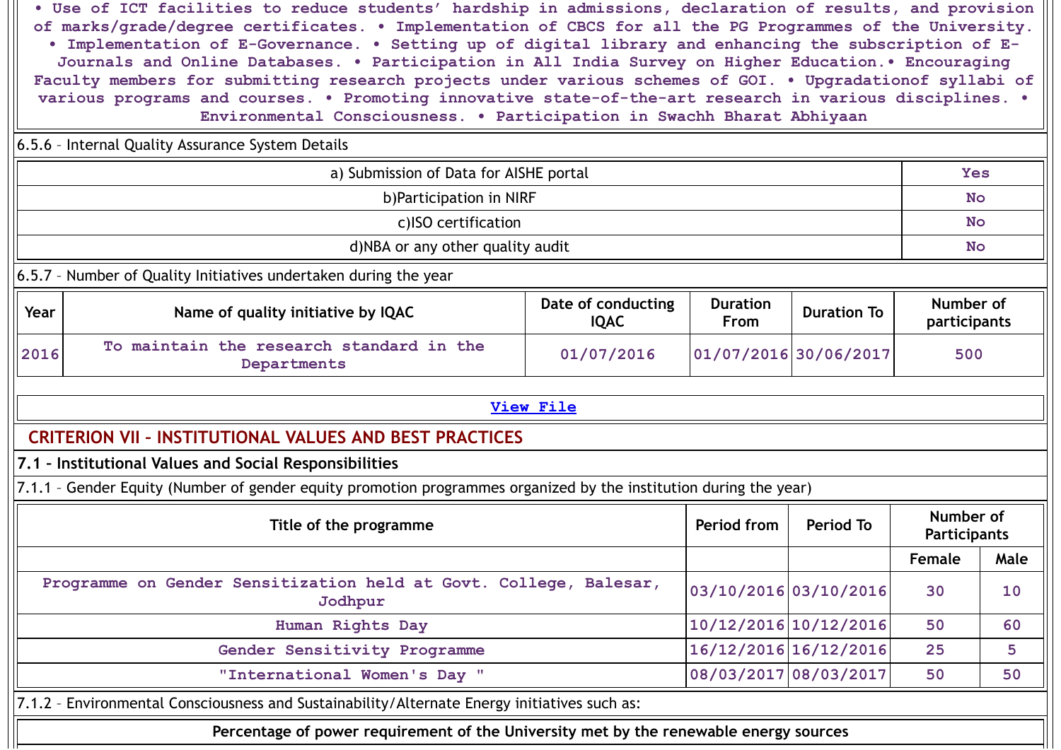• Use of ICT facilities to reduce students' hardship in admissions, declaration of results, and provision of marks/grade/degree certificates. • Implementation of CBCS for all the PG Programmes of the University. • Implementation of E-Governance. • Setting up of digital library and enhancing the subscription of E-Journals and Online Databases. • Participation in All India Survey on Higher Education.• Encouraging Faculty members for submitting research projects under various schemes of GOI. • Upgradationof syllabi of various programs and courses. • Promoting innovative state-of-the-art research in various disciplines. • Environmental Consciousness. • Participation in Swachh Bharat Abhiyaan

6.5.6 – Internal Quality Assurance System Details

| | |
|---|---|
| a) Submission of Data for AISHE portal | Yes |
| b)Participation in NIRF | No |
| c)ISO certification | No |
| d)NBA or any other quality audit | No |

6.5.7 – Number of Quality Initiatives undertaken during the year

| Year | Name of quality initiative by IQAC | Date of conducting IQAC | Duration From | Duration To | Number of participants |
|---|---|---|---|---|---|
| 2016 | To maintain the research standard in the Departments | 01/07/2016 | 01/07/2016 | 30/06/2017 | 500 |

View File

## CRITERION VII – INSTITUTIONAL VALUES AND BEST PRACTICES

### 7.1 – Institutional Values and Social Responsibilities

7.1.1 – Gender Equity (Number of gender equity promotion programmes organized by the institution during the year)

| Title of the programme | Period from | Period To | Number of Participants | |
|---|---|---|---|---|
| | | | Female | Male |
| Programme on Gender Sensitization held at Govt. College, Balesar, Jodhpur | 03/10/2016 | 03/10/2016 | 30 | 10 |
| Human Rights Day | 10/12/2016 | 10/12/2016 | 50 | 60 |
| Gender Sensitivity Programme | 16/12/2016 | 16/12/2016 | 25 | 5 |
| "International Women's Day " | 08/03/2017 | 08/03/2017 | 50 | 50 |

7.1.2 – Environmental Consciousness and Sustainability/Alternate Energy initiatives such as:

**Percentage of power requirement of the University met by the renewable energy sources**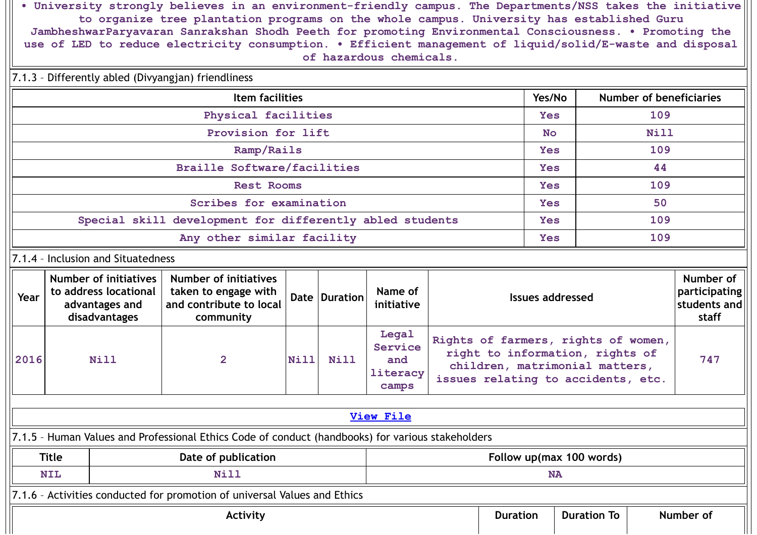• University strongly believes in an environment-friendly campus. The Departments/NSS takes the initiative to organize tree plantation programs on the whole campus. University has established Guru JambheshwarParyavaran Sanrakshan Shodh Peeth for promoting Environmental Consciousness. • Promoting the use of LED to reduce electricity consumption. • Efficient management of liquid/solid/E-waste and disposal of hazardous chemicals.

7.1.3 – Differently abled (Divyangjan) friendliness

| Item facilities | Yes/No | Number of beneficiaries |
|---|---|---|
| Physical facilities | Yes | 109 |
| Provision for lift | No | Nill |
| Ramp/Rails | Yes | 109 |
| Braille Software/facilities | Yes | 44 |
| Rest Rooms | Yes | 109 |
| Scribes for examination | Yes | 50 |
| Special skill development for differently abled students | Yes | 109 |
| Any other similar facility | Yes | 109 |

7.1.4 – Inclusion and Situatedness

| Year | Number of initiatives to address locational advantages and disadvantages | Number of initiatives taken to engage with and contribute to local community | Date | Duration | Name of initiative | Issues addressed | Number of participating students and staff |
|---|---|---|---|---|---|---|---|
| 2016 | Nill | 2 | Nill | Nill | Legal Service and literacy camps | Rights of farmers, rights of women, right to information, rights of children, matrimonial matters, issues relating to accidents, etc. | 747 |

View File

7.1.5 – Human Values and Professional Ethics Code of conduct (handbooks) for various stakeholders

| Title | Date of publication | Follow up(max 100 words) |
|---|---|---|
| NIL | Nill | NA |

7.1.6 – Activities conducted for promotion of universal Values and Ethics

| Activity | Duration | Duration To | Number of |
|---|---|---|---|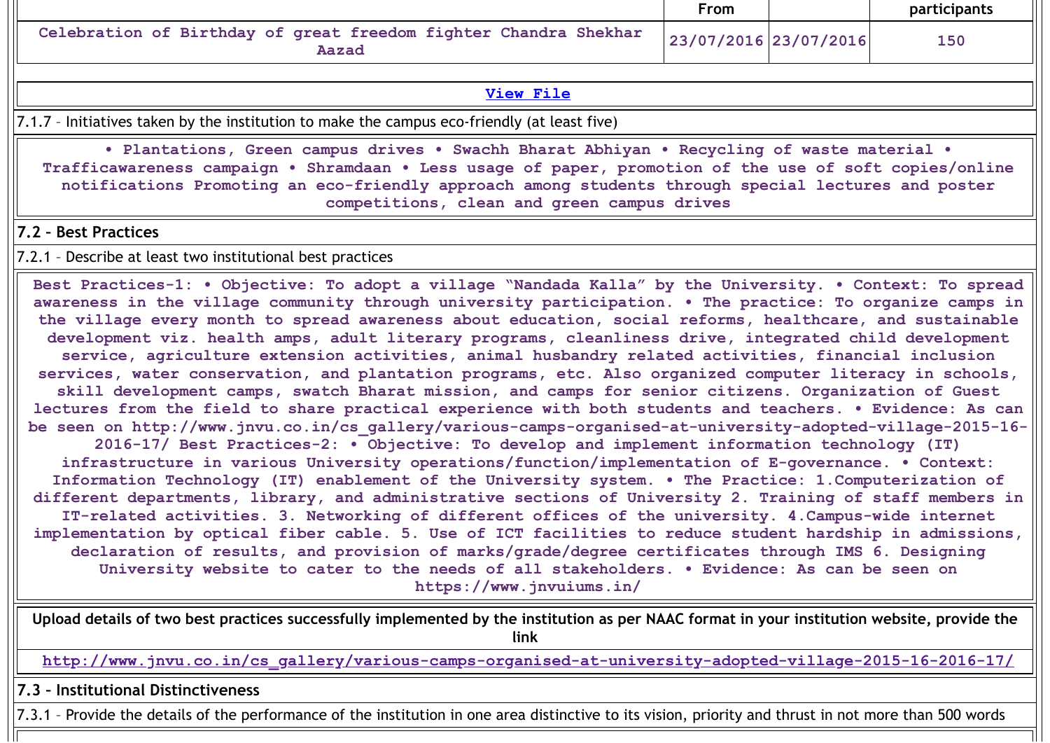| | From | | participants |
|---|---|---|---|
| Celebration of Birthday of great freedom fighter Chandra Shekhar Aazad | 23/07/2016 | 23/07/2016 | 150 |

[View File]

7.1.7 – Initiatives taken by the institution to make the campus eco-friendly (at least five)

• Plantations, Green campus drives • Swachh Bharat Abhiyan • Recycling of waste material • Trafficawareness campaign • Shramdaan • Less usage of paper, promotion of the use of soft copies/online notifications Promoting an eco-friendly approach among students through special lectures and poster competitions, clean and green campus drives

## 7.2 – Best Practices

7.2.1 – Describe at least two institutional best practices

Best Practices-1: • Objective: To adopt a village "Nandada Kalla" by the University. • Context: To spread awareness in the village community through university participation. • The practice: To organize camps in the village every month to spread awareness about education, social reforms, healthcare, and sustainable development viz. health amps, adult literary programs, cleanliness drive, integrated child development service, agriculture extension activities, animal husbandry related activities, financial inclusion services, water conservation, and plantation programs, etc. Also organized computer literacy in schools, skill development camps, swatch Bharat mission, and camps for senior citizens. Organization of Guest lectures from the field to share practical experience with both students and teachers. • Evidence: As can be seen on http://www.jnvu.co.in/cs_gallery/various-camps-organised-at-university-adopted-village-2015-16-2016-17/ Best Practices-2: • Objective: To develop and implement information technology (IT) infrastructure in various University operations/function/implementation of E-governance. • Context: Information Technology (IT) enablement of the University system. • The Practice: 1.Computerization of different departments, library, and administrative sections of University 2. Training of staff members in IT-related activities. 3. Networking of different offices of the university. 4.Campus-wide internet implementation by optical fiber cable. 5. Use of ICT facilities to reduce student hardship in admissions, declaration of results, and provision of marks/grade/degree certificates through IMS 6. Designing University website to cater to the needs of all stakeholders. • Evidence: As can be seen on https://www.jnvuims.in/

**Upload details of two best practices successfully implemented by the institution as per NAAC format in your institution website, provide the link**

http://www.jnvu.co.in/cs_gallery/various-camps-organised-at-university-adopted-village-2015-16-2016-17/

## 7.3 – Institutional Distinctiveness

7.3.1 – Provide the details of the performance of the institution in one area distinctive to its vision, priority and thrust in not more than 500 words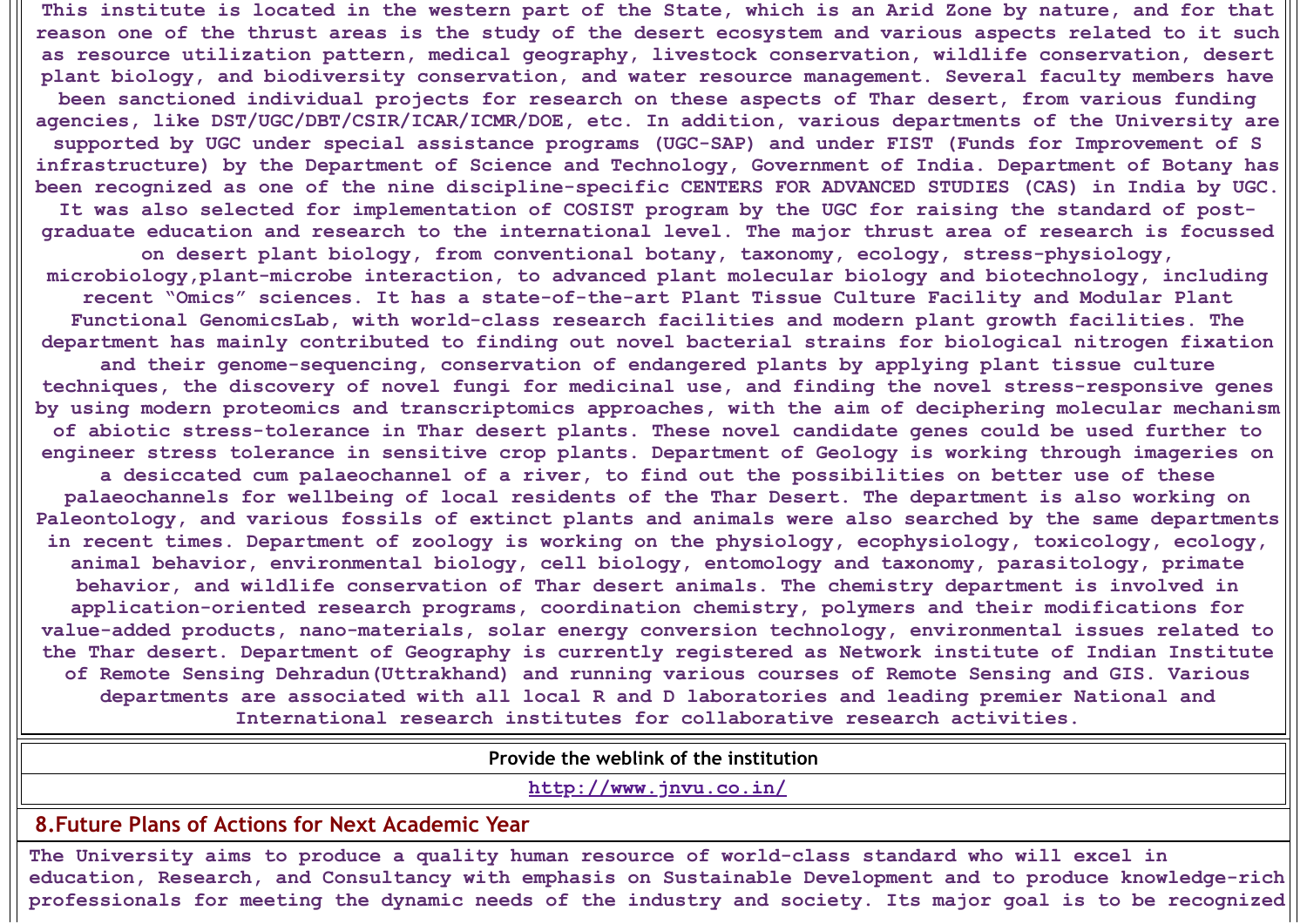This institute is located in the western part of the State, which is an Arid Zone by nature, and for that reason one of the thrust areas is the study of the desert ecosystem and various aspects related to it such as resource utilization pattern, medical geography, livestock conservation, wildlife conservation, desert plant biology, and biodiversity conservation, and water resource management. Several faculty members have been sanctioned individual projects for research on these aspects of Thar desert, from various funding agencies, like DST/UGC/DBT/CSIR/ICAR/ICMR/DOE, etc. In addition, various departments of the University are supported by UGC under special assistance programs (UGC-SAP) and under FIST (Funds for Improvement of S infrastructure) by the Department of Science and Technology, Government of India. Department of Botany has been recognized as one of the nine discipline-specific CENTERS FOR ADVANCED STUDIES (CAS) in India by UGC. It was also selected for implementation of COSIST program by the UGC for raising the standard of post-graduate education and research to the international level. The major thrust area of research is focussed on desert plant biology, from conventional botany, taxonomy, ecology, stress-physiology, microbiology,plant-microbe interaction, to advanced plant molecular biology and biotechnology, including recent “Omics” sciences. It has a state-of-the-art Plant Tissue Culture Facility and Modular Plant Functional GenomicsLab, with world-class research facilities and modern plant growth facilities. The department has mainly contributed to finding out novel bacterial strains for biological nitrogen fixation and their genome-sequencing, conservation of endangered plants by applying plant tissue culture techniques, the discovery of novel fungi for medicinal use, and finding the novel stress-responsive genes by using modern proteomics and transcriptomics approaches, with the aim of deciphering molecular mechanism of abiotic stress-tolerance in Thar desert plants. These novel candidate genes could be used further to engineer stress tolerance in sensitive crop plants. Department of Geology is working through imageries on a desiccated cum palaeochannel of a river, to find out the possibilities on better use of these palaeochannels for wellbeing of local residents of the Thar Desert. The department is also working on Paleontology, and various fossils of extinct plants and animals were also searched by the same departments in recent times. Department of zoology is working on the physiology, ecophysiology, toxicology, ecology, animal behavior, environmental biology, cell biology, entomology and taxonomy, parasitology, primate behavior, and wildlife conservation of Thar desert animals. The chemistry department is involved in application-oriented research programs, coordination chemistry, polymers and their modifications for value-added products, nano-materials, solar energy conversion technology, environmental issues related to the Thar desert. Department of Geography is currently registered as Network institute of Indian Institute of Remote Sensing Dehradun(Uttrakhand) and running various courses of Remote Sensing and GIS. Various departments are associated with all local R and D laboratories and leading premier National and International research institutes for collaborative research activities.

| Provide the weblink of the institution |
|---|
| http://www.jnvu.co.in/ |

## 8.Future Plans of Actions for Next Academic Year

The University aims to produce a quality human resource of world-class standard who will excel in education, Research, and Consultancy with emphasis on Sustainable Development and to produce knowledge-rich professionals for meeting the dynamic needs of the industry and society. Its major goal is to be recognized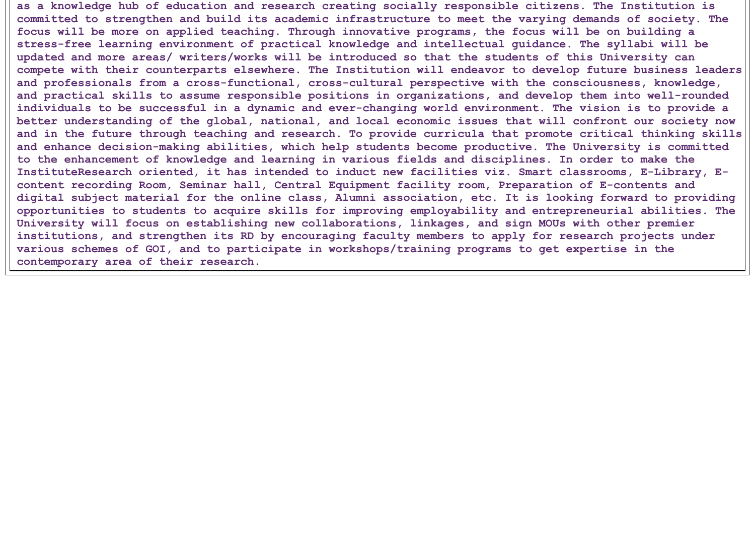as a knowledge hub of education and research creating socially responsible citizens. The Institution is committed to strengthen and build its academic infrastructure to meet the varying demands of society. The focus will be more on applied teaching. Through innovative programs, the focus will be on building a stress-free learning environment of practical knowledge and intellectual guidance. The syllabi will be updated and more areas/ writers/works will be introduced so that the students of this University can compete with their counterparts elsewhere. The Institution will endeavor to develop future business leaders and professionals from a cross-functional, cross-cultural perspective with the consciousness, knowledge, and practical skills to assume responsible positions in organizations, and develop them into well-rounded individuals to be successful in a dynamic and ever-changing world environment. The vision is to provide a better understanding of the global, national, and local economic issues that will confront our society now and in the future through teaching and research. To provide curricula that promote critical thinking skills and enhance decision-making abilities, which help students become productive. The University is committed to the enhancement of knowledge and learning in various fields and disciplines. In order to make the InstituteResearch oriented, it has intended to induct new facilities viz. Smart classrooms, E-Library, E-content recording Room, Seminar hall, Central Equipment facility room, Preparation of E-contents and digital subject material for the online class, Alumni association, etc. It is looking forward to providing opportunities to students to acquire skills for improving employability and entrepreneurial abilities. The University will focus on establishing new collaborations, linkages, and sign MOUs with other premier institutions, and strengthen its RD by encouraging faculty members to apply for research projects under various schemes of GOI, and to participate in workshops/training programs to get expertise in the contemporary area of their research.